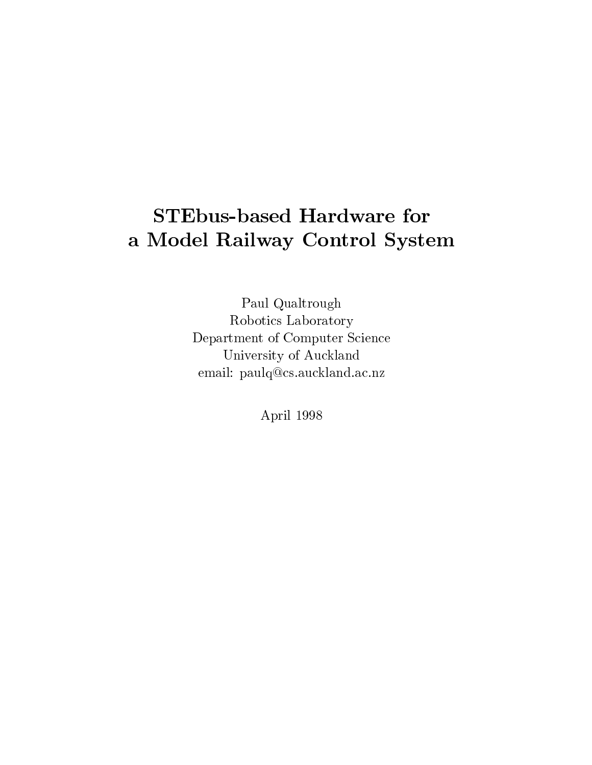# STEbus-based Hardware for a Model Railway Control System

Paul Qualtrough
Robotics Laboratory
Department of Computer Science
University of Auckland
email: paulq@cs.auckland.ac.nz

April 1998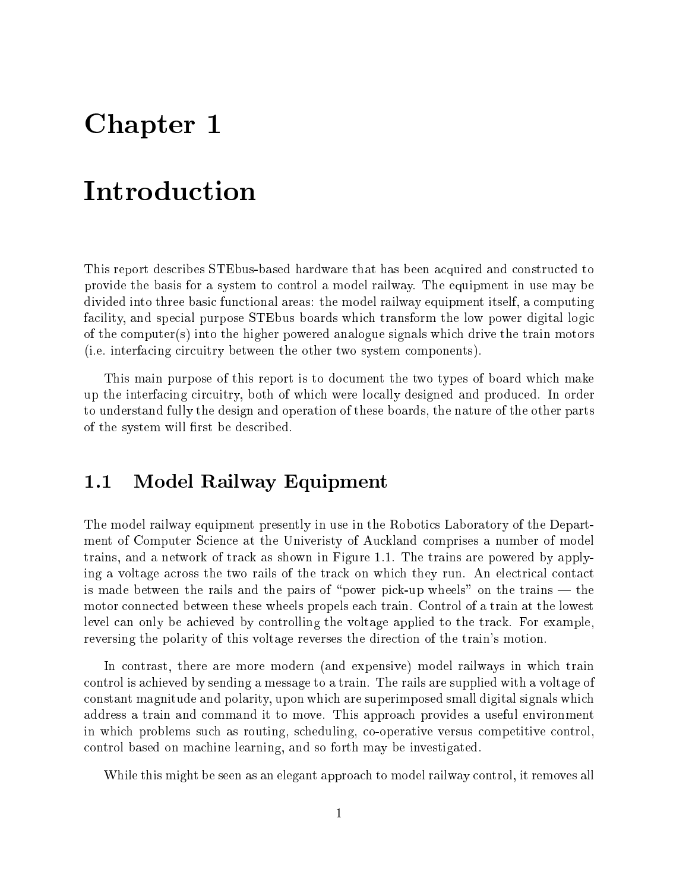# Chapter 1

# Introduction

This report describes STEbus-based hardware that has been acquired and constructed to provide the basis for a system to control a model railway. The equipment in use may be divided into three basic functional areas: the model railway equipment itself, a computing facility, and special purpose STEbus boards which transform the low power digital logic of the computer(s) into the higher powered analogue signals which drive the train motors (i.e. interfacing circuitry between the other two system components).

This main purpose of this report is to document the two types of board which make up the interfacing circuitry, both of which were locally designed and produced. In order to understand fully the design and operation of these boards, the nature of the other parts of the system will first be described.

## 1.1 Model Railway Equipment

The model railway equipment presently in use in the Robotics Laboratory of the Department of Computer Science at the Univeristy of Auckland comprises a number of model trains, and a network of track as shown in Figure 1.1. The trains are powered by applying a voltage across the two rails of the track on which they run. An electrical contact is made between the rails and the pairs of "power pick-up wheels" on the trains — the motor connected between these wheels propels each train. Control of a train at the lowest level can only be achieved by controlling the voltage applied to the track. For example, reversing the polarity of this voltage reverses the direction of the train's motion.

In contrast, there are more modern (and expensive) model railways in which train control is achieved by sending a message to a train. The rails are supplied with a voltage of constant magnitude and polarity, upon which are superimposed small digital signals which address a train and command it to move. This approach provides a useful environment in which problems such as routing, scheduling, co-operative versus competitive control, control based on machine learning, and so forth may be investigated.

While this might be seen as an elegant approach to model railway control, it removes all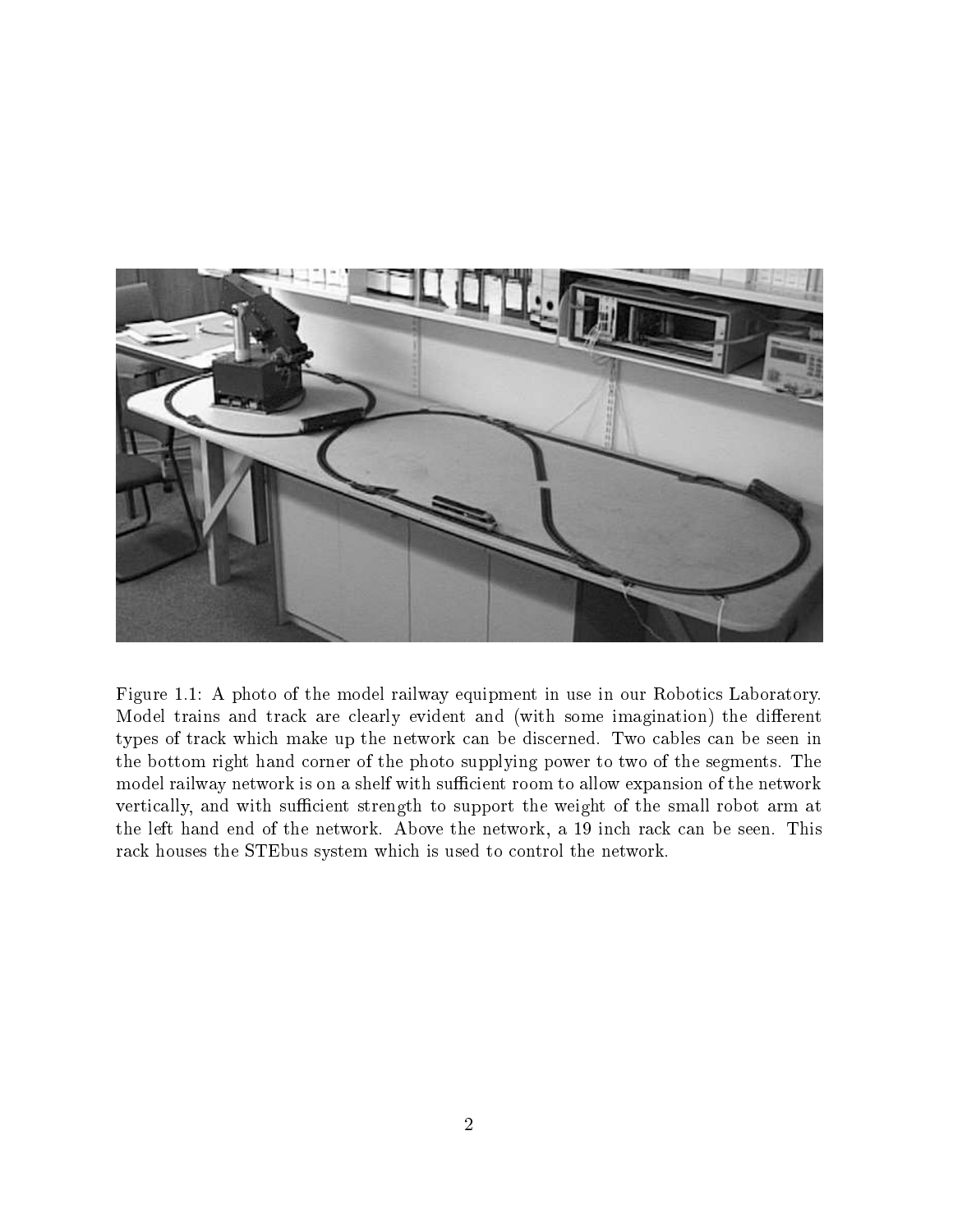Figure 1.1: A photo of the model railway equipment in use in our Robotics Laboratory. Model trains and track are clearly evident and (with some imagination) the different types of track which make up the network can be discerned. Two cables can be seen in the bottom right hand corner of the photo supplying power to two of the segments. The model railway network is on a shelf with sufficient room to allow expansion of the network vertically, and with sufficient strength to support the weight of the small robot arm at the left hand end of the network. Above the network, a 19 inch rack can be seen. This rack houses the STEbus system which is used to control the network.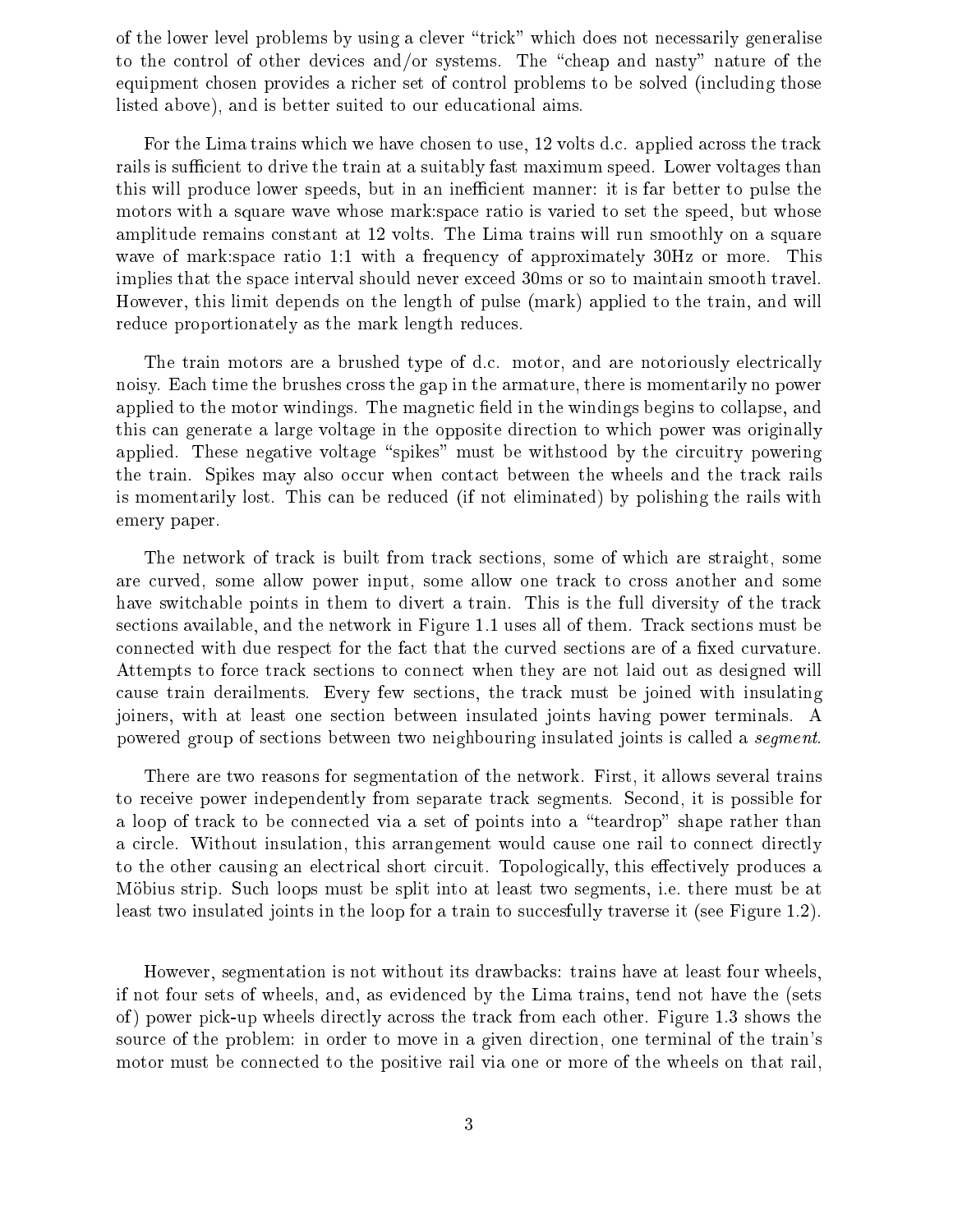of the lower level problems by using a clever "trick" which does not necessarily generalise to the control of other devices and/or systems. The "cheap and nasty" nature of the equipment chosen provides a richer set of control problems to be solved (including those listed above), and is better suited to our educational aims.

For the Lima trains which we have chosen to use, 12 volts d.c. applied across the track rails is sufficient to drive the train at a suitably fast maximum speed. Lower voltages than this will produce lower speeds, but in an inefficient manner: it is far better to pulse the motors with a square wave whose mark:space ratio is varied to set the speed, but whose amplitude remains constant at 12 volts. The Lima trains will run smoothly on a square wave of mark:space ratio 1:1 with a frequency of approximately 30Hz or more. This implies that the space interval should never exceed 30ms or so to maintain smooth travel. However, this limit depends on the length of pulse (mark) applied to the train, and will reduce proportionately as the mark length reduces.

The train motors are a brushed type of d.c. motor, and are notoriously electrically noisy. Each time the brushes cross the gap in the armature, there is momentarily no power applied to the motor windings. The magnetic field in the windings begins to collapse, and this can generate a large voltage in the opposite direction to which power was originally applied. These negative voltage "spikes" must be withstood by the circuitry powering the train. Spikes may also occur when contact between the wheels and the track rails is momentarily lost. This can be reduced (if not eliminated) by polishing the rails with emery paper.

The network of track is built from track sections, some of which are straight, some are curved, some allow power input, some allow one track to cross another and some have switchable points in them to divert a train. This is the full diversity of the track sections available, and the network in Figure 1.1 uses all of them. Track sections must be connected with due respect for the fact that the curved sections are of a fixed curvature. Attempts to force track sections to connect when they are not laid out as designed will cause train derailments. Every few sections, the track must be joined with insulating joiners, with at least one section between insulated joints having power terminals. A powered group of sections between two neighbouring insulated joints is called a *segment*.

There are two reasons for segmentation of the network. First, it allows several trains to receive power independently from separate track segments. Second, it is possible for a loop of track to be connected via a set of points into a "teardrop" shape rather than a circle. Without insulation, this arrangement would cause one rail to connect directly to the other causing an electrical short circuit. Topologically, this effectively produces a Möbius strip. Such loops must be split into at least two segments, i.e. there must be at least two insulated joints in the loop for a train to succesfully traverse it (see Figure 1.2).

However, segmentation is not without its drawbacks: trains have at least four wheels, if not four sets of wheels, and, as evidenced by the Lima trains, tend not have the (sets of) power pick-up wheels directly across the track from each other. Figure 1.3 shows the source of the problem: in order to move in a given direction, one terminal of the train's motor must be connected to the positive rail via one or more of the wheels on that rail,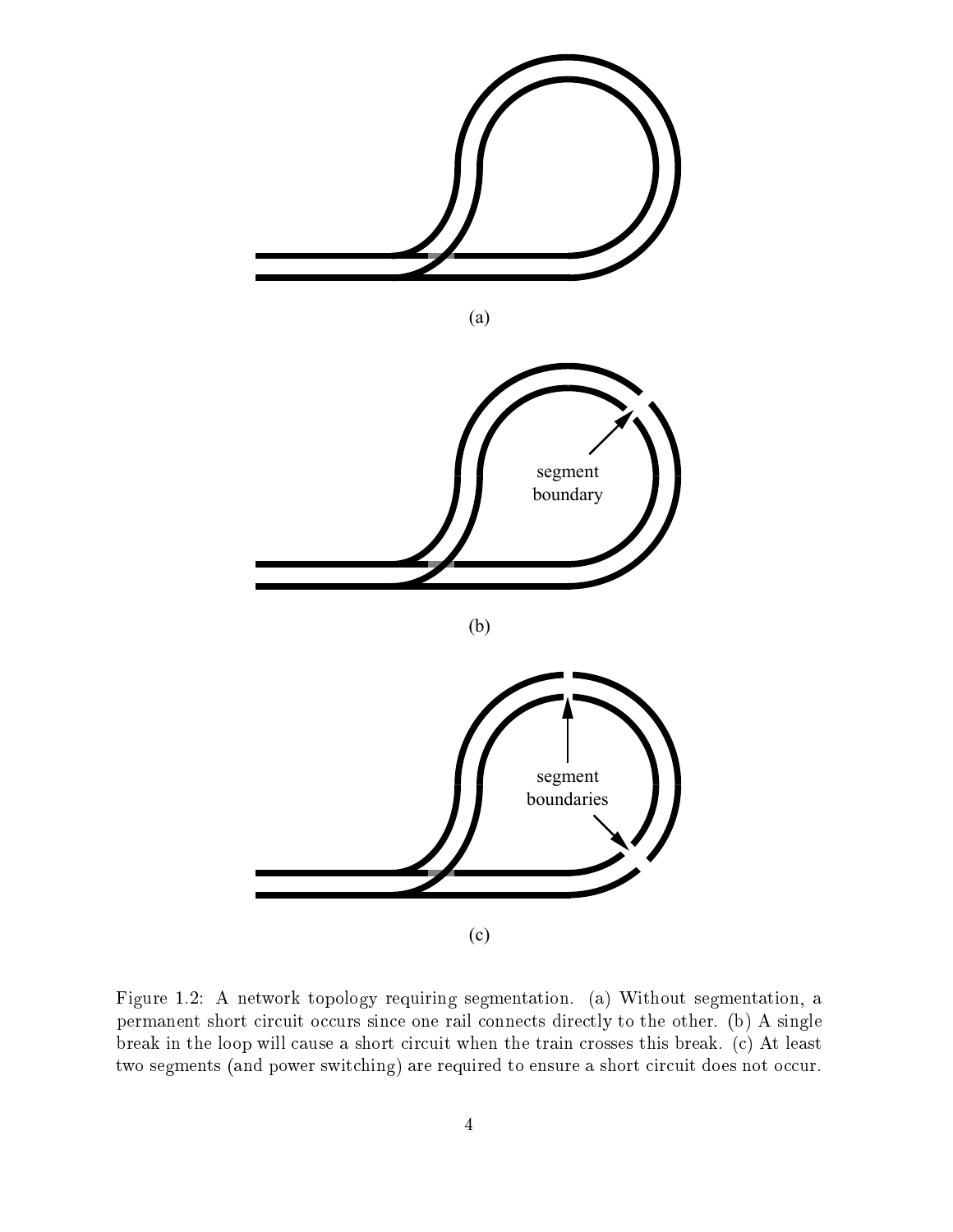(a)

segment boundary

(b)

segment boundaries

(c)

Figure 1.2: A network topology requiring segmentation. (a) Without segmentation, a permanent short circuit occurs since one rail connects directly to the other. (b) A single break in the loop will cause a short circuit when the train crosses this break. (c) At least two segments (and power switching) are required to ensure a short circuit does not occur.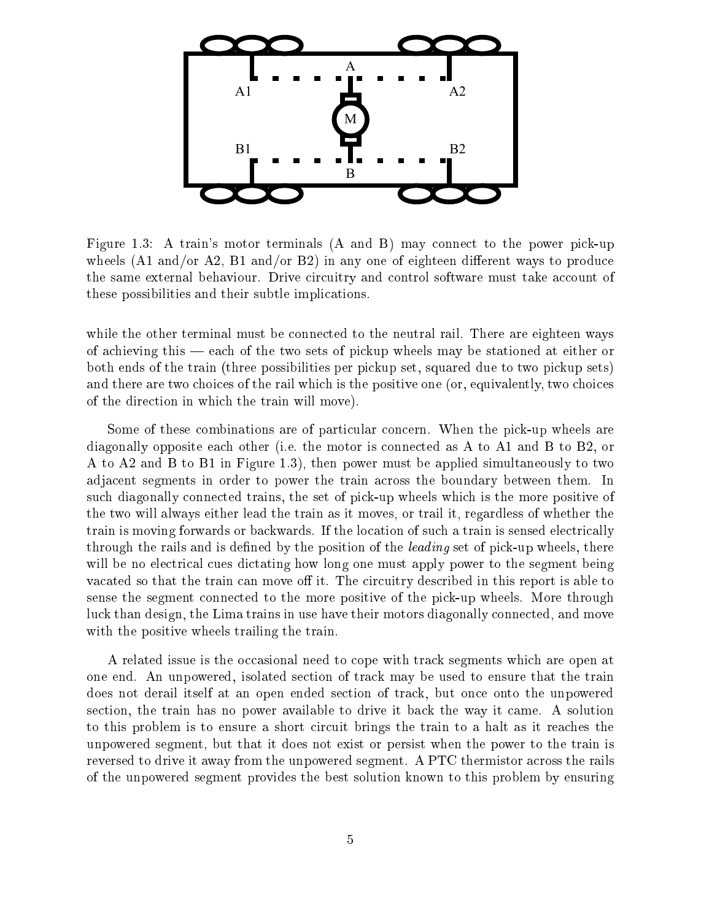Figure 1.3: A train's motor terminals (A and B) may connect to the power pick-up wheels (A1 and/or A2, B1 and/or B2) in any one of eighteen different ways to produce the same external behaviour. Drive circuitry and control software must take account of these possibilities and their subtle implications.

while the other terminal must be connected to the neutral rail. There are eighteen ways of achieving this — each of the two sets of pickup wheels may be stationed at either or both ends of the train (three possibilities per pickup set, squared due to two pickup sets) and there are two choices of the rail which is the positive one (or, equivalently, two choices of the direction in which the train will move).

Some of these combinations are of particular concern. When the pick-up wheels are diagonally opposite each other (i.e. the motor is connected as A to A1 and B to B2, or A to A2 and B to B1 in Figure 1.3), then power must be applied simultaneously to two adjacent segments in order to power the train across the boundary between them. In such diagonally connected trains, the set of pick-up wheels which is the more positive of the two will always either lead the train as it moves, or trail it, regardless of whether the train is moving forwards or backwards. If the location of such a train is sensed electrically through the rails and is defined by the position of the *leading* set of pick-up wheels, there will be no electrical cues dictating how long one must apply power to the segment being vacated so that the train can move off it. The circuitry described in this report is able to sense the segment connected to the more positive of the pick-up wheels. More through luck than design, the Lima trains in use have their motors diagonally connected, and move with the positive wheels trailing the train.

A related issue is the occasional need to cope with track segments which are open at one end. An unpowered, isolated section of track may be used to ensure that the train does not derail itself at an open ended section of track, but once onto the unpowered section, the train has no power available to drive it back the way it came. A solution to this problem is to ensure a short circuit brings the train to a halt as it reaches the unpowered segment, but that it does not exist or persist when the power to the train is reversed to drive it away from the unpowered segment. A PTC thermistor across the rails of the unpowered segment provides the best solution known to this problem by ensuring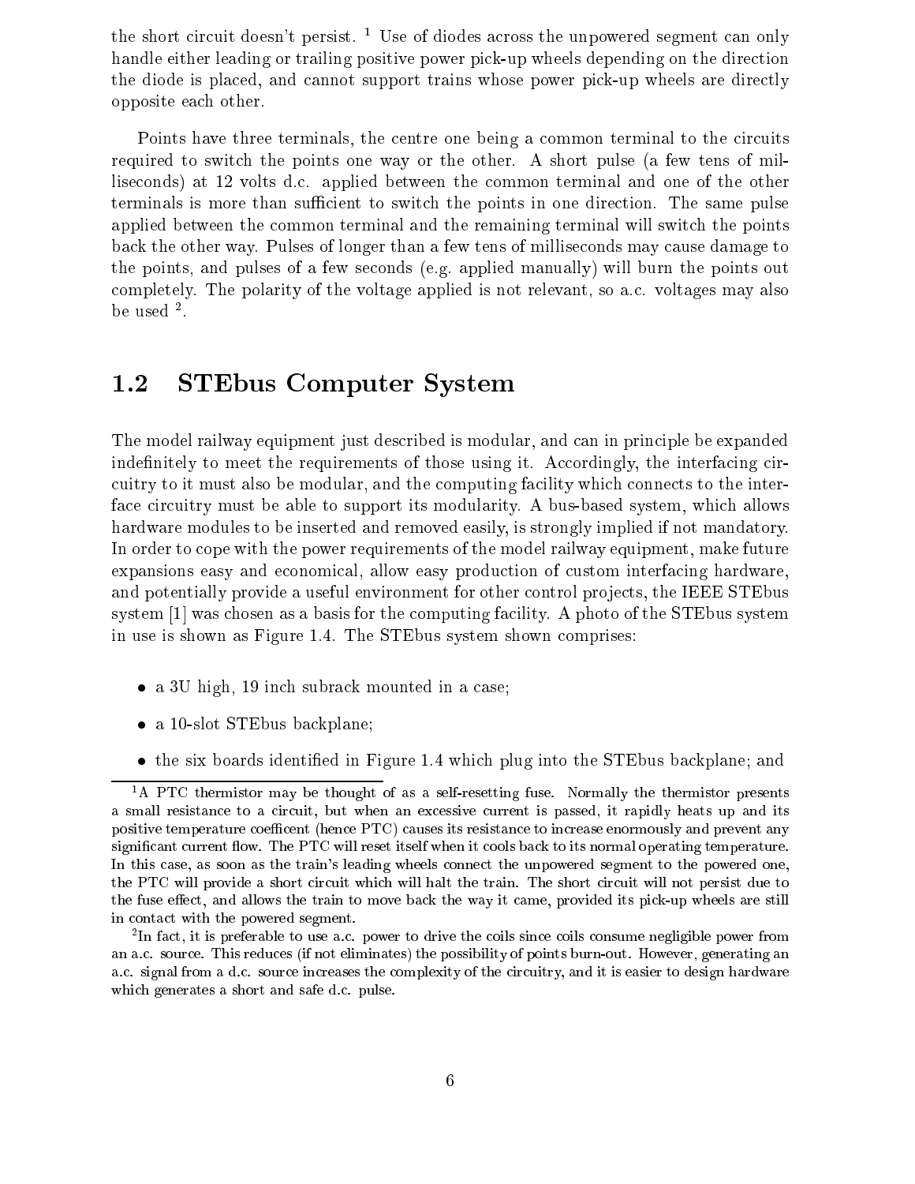the short circuit doesn't persist. [1] Use of diodes across the unpowered segment can only handle either leading or trailing positive power pick-up wheels depending on the direction the diode is placed, and cannot support trains whose power pick-up wheels are directly opposite each other.

Points have three terminals, the centre one being a common terminal to the circuits required to switch the points one way or the other. A short pulse (a few tens of milliseconds) at 12 volts d.c. applied between the common terminal and one of the other terminals is more than sufficient to switch the points in one direction. The same pulse applied between the common terminal and the remaining terminal will switch the points back the other way. Pulses of longer than a few tens of milliseconds may cause damage to the points, and pulses of a few seconds (e.g. applied manually) will burn the points out completely. The polarity of the voltage applied is not relevant, so a.c. voltages may also be used [2].

## 1.2 STEbus Computer System

The model railway equipment just described is modular, and can in principle be expanded indefinitely to meet the requirements of those using it. Accordingly, the interfacing circuitry to it must also be modular, and the computing facility which connects to the interface circuitry must be able to support its modularity. A bus-based system, which allows hardware modules to be inserted and removed easily, is strongly implied if not mandatory. In order to cope with the power requirements of the model railway equipment, make future expansions easy and economical, allow easy production of custom interfacing hardware, and potentially provide a useful environment for other control projects, the IEEE STEbus system [1] was chosen as a basis for the computing facility. A photo of the STEbus system in use is shown as Figure 1.4. The STEbus system shown comprises:

- a 3U high, 19 inch subrack mounted in a case;
- a 10-slot STEbus backplane;
- the six boards identified in Figure 1.4 which plug into the STEbus backplane; and

---

[1] A PTC thermistor may be thought of as a self-resetting fuse. Normally the thermistor presents a small resistance to a circuit, but when an excessive current is passed, it rapidly heats up and its positive temperature coefficent (hence PTC) causes its resistance to increase enormously and prevent any significant current flow. The PTC will reset itself when it cools back to its normal operating temperature. In this case, as soon as the train's leading wheels connect the unpowered segment to the powered one, the PTC will provide a short circuit which will halt the train. The short circuit will not persist due to the fuse effect, and allows the train to move back the way it came, provided its pick-up wheels are still in contact with the powered segment.

[2] In fact, it is preferable to use a.c. power to drive the coils since coils consume negligible power from an a.c. source. This reduces (if not eliminates) the possibility of points burn-out. However, generating an a.c. signal from a d.c. source increases the complexity of the circuitry, and it is easier to design hardware which generates a short and safe d.c. pulse.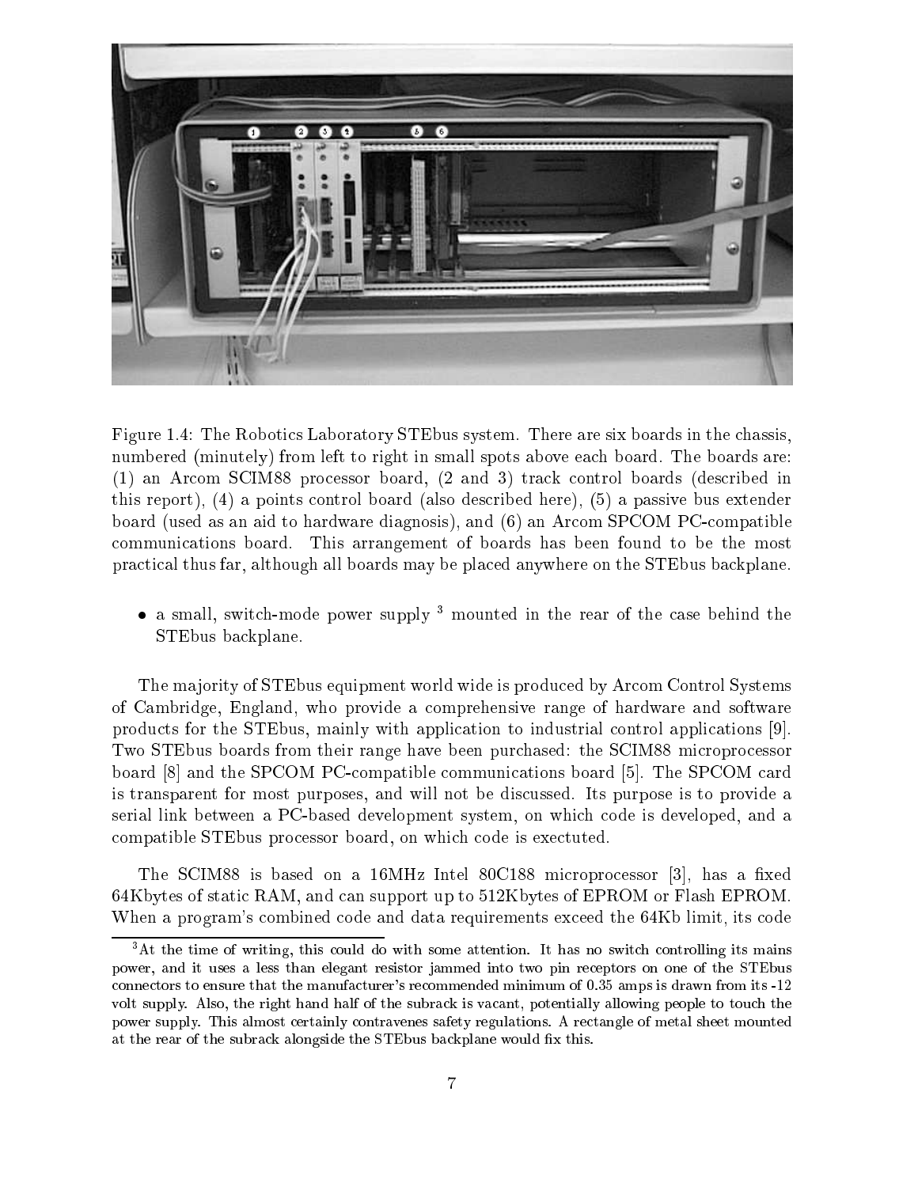Figure 1.4: The Robotics Laboratory STEbus system. There are six boards in the chassis, numbered (minutely) from left to right in small spots above each board. The boards are: (1) an Arcom SCIM88 processor board, (2 and 3) track control boards (described in this report), (4) a points control board (also described here), (5) a passive bus extender board (used as an aid to hardware diagnosis), and (6) an Arcom SPCOM PC-compatible communications board. This arrangement of boards has been found to be the most practical thus far, although all boards may be placed anywhere on the STEbus backplane.

- a small, switch-mode power supply [3] mounted in the rear of the case behind the STEbus backplane.

The majority of STEbus equipment world wide is produced by Arcom Control Systems of Cambridge, England, who provide a comprehensive range of hardware and software products for the STEbus, mainly with application to industrial control applications [9]. Two STEbus boards from their range have been purchased: the SCIM88 microprocessor board [8] and the SPCOM PC-compatible communications board [5]. The SPCOM card is transparent for most purposes, and will not be discussed. Its purpose is to provide a serial link between a PC-based development system, on which code is developed, and a compatible STEbus processor board, on which code is exectuted.

The SCIM88 is based on a 16MHz Intel 80C188 microprocessor [3], has a fixed 64Kbytes of static RAM, and can support up to 512Kbytes of EPROM or Flash EPROM. When a program's combined code and data requirements exceed the 64Kb limit, its code

[3] At the time of writing, this could do with some attention. It has no switch controlling its mains power, and it uses a less than elegant resistor jammed into two pin receptors on one of the STEbus connectors to ensure that the manufacturer's recommended minimum of 0.35 amps is drawn from its -12 volt supply. Also, the right hand half of the subrack is vacant, potentially allowing people to touch the power supply. This almost certainly contravenes safety regulations. A rectangle of metal sheet mounted at the rear of the subrack alongside the STEbus backplane would fix this.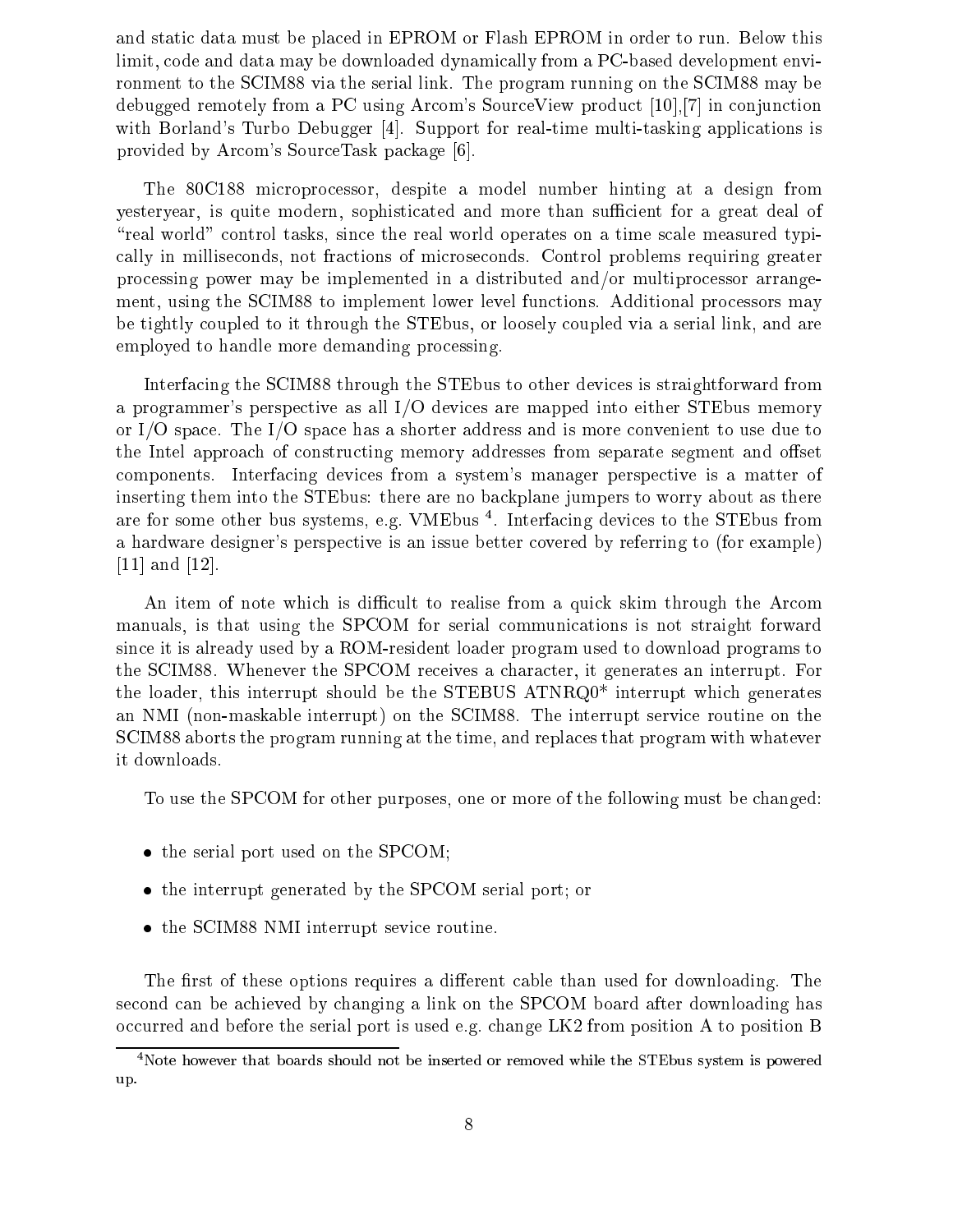and static data must be placed in EPROM or Flash EPROM in order to run. Below this limit, code and data may be downloaded dynamically from a PC-based development environment to the SCIM88 via the serial link. The program running on the SCIM88 may be debugged remotely from a PC using Arcom's SourceView product [10],[7] in conjunction with Borland's Turbo Debugger [4]. Support for real-time multi-tasking applications is provided by Arcom's SourceTask package [6].

The 80C188 microprocessor, despite a model number hinting at a design from yesteryear, is quite modern, sophisticated and more than sufficient for a great deal of "real world" control tasks, since the real world operates on a time scale measured typically in milliseconds, not fractions of microseconds. Control problems requiring greater processing power may be implemented in a distributed and/or multiprocessor arrangement, using the SCIM88 to implement lower level functions. Additional processors may be tightly coupled to it through the STEbus, or loosely coupled via a serial link, and are employed to handle more demanding processing.

Interfacing the SCIM88 through the STEbus to other devices is straightforward from a programmer's perspective as all I/O devices are mapped into either STEbus memory or I/O space. The I/O space has a shorter address and is more convenient to use due to the Intel approach of constructing memory addresses from separate segment and offset components. Interfacing devices from a system's manager perspective is a matter of inserting them into the STEbus: there are no backplane jumpers to worry about as there are for some other bus systems, e.g. VMEbus [4]. Interfacing devices to the STEbus from a hardware designer's perspective is an issue better covered by referring to (for example) [11] and [12].

An item of note which is difficult to realise from a quick skim through the Arcom manuals, is that using the SPCOM for serial communications is not straight forward since it is already used by a ROM-resident loader program used to download programs to the SCIM88. Whenever the SPCOM receives a character, it generates an interrupt. For the loader, this interrupt should be the STEBUS ATNRQ0* interrupt which generates an NMI (non-maskable interrupt) on the SCIM88. The interrupt service routine on the SCIM88 aborts the program running at the time, and replaces that program with whatever it downloads.

To use the SPCOM for other purposes, one or more of the following must be changed:

- the serial port used on the SPCOM;
- the interrupt generated by the SPCOM serial port; or
- the SCIM88 NMI interrupt sevice routine.

The first of these options requires a different cable than used for downloading. The second can be achieved by changing a link on the SPCOM board after downloading has occurred and before the serial port is used e.g. change LK2 from position A to position B

[4] Note however that boards should not be inserted or removed while the STEbus system is powered up.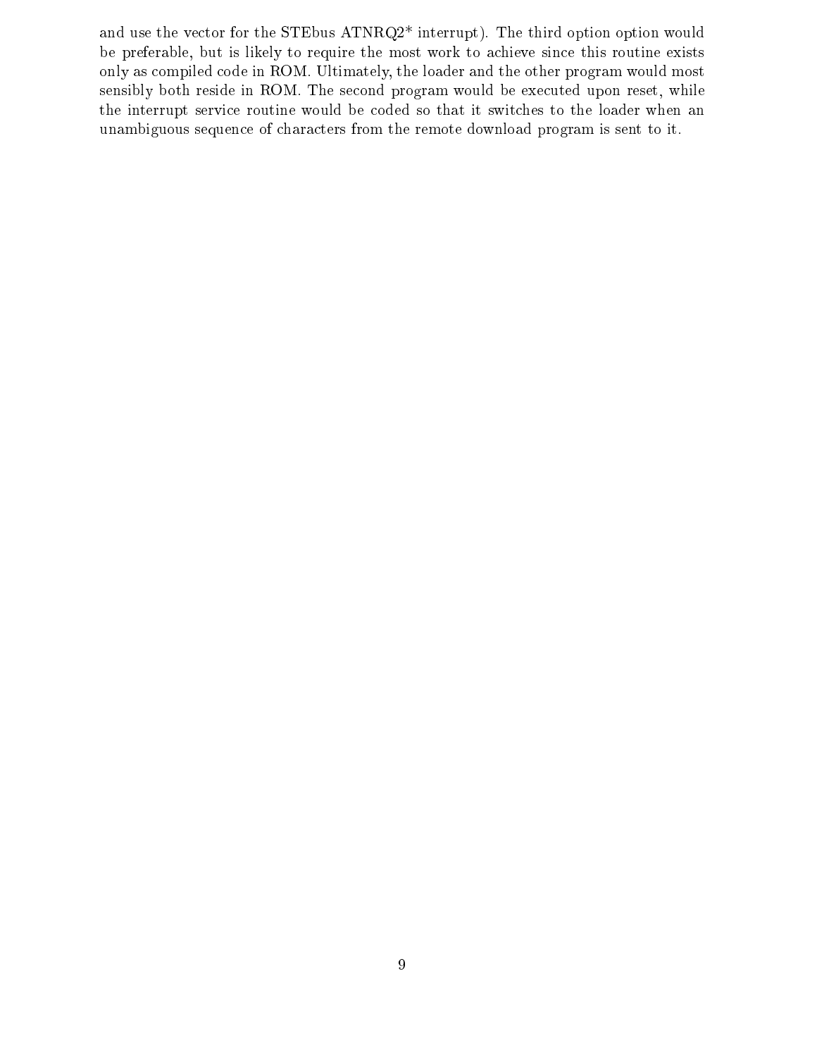and use the vector for the STEbus ATNRQ2* interrupt). The third option option would be preferable, but is likely to require the most work to achieve since this routine exists only as compiled code in ROM. Ultimately, the loader and the other program would most sensibly both reside in ROM. The second program would be executed upon reset, while the interrupt service routine would be coded so that it switches to the loader when an unambiguous sequence of characters from the remote download program is sent to it.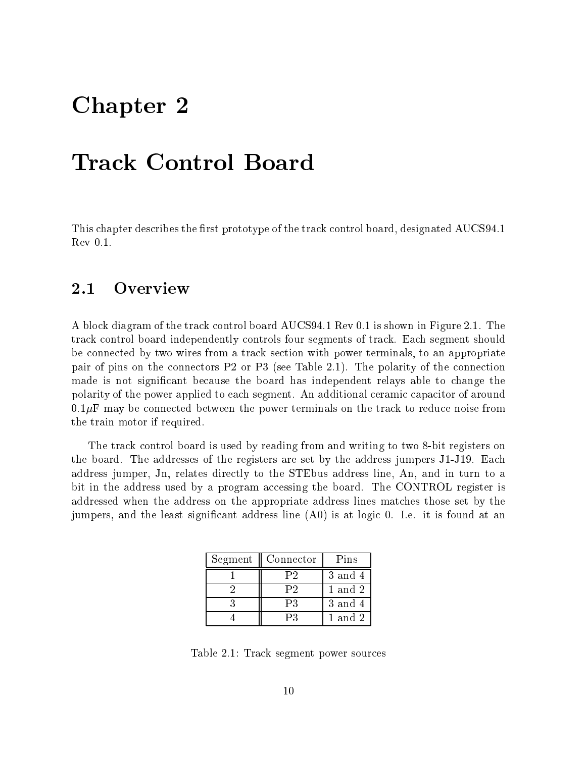# Chapter 2

# Track Control Board

This chapter describes the first prototype of the track control board, designated AUCS94.1 Rev 0.1.

## 2.1 Overview

A block diagram of the track control board AUCS94.1 Rev 0.1 is shown in Figure 2.1. The track control board independently controls four segments of track. Each segment should be connected by two wires from a track section with power terminals, to an appropriate pair of pins on the connectors P2 or P3 (see Table 2.1). The polarity of the connection made is not significant because the board has independent relays able to change the polarity of the power applied to each segment. An additional ceramic capacitor of around $0.1\mu$F may be connected between the power terminals on the track to reduce noise from the train motor if required.

The track control board is used by reading from and writing to two 8-bit registers on the board. The addresses of the registers are set by the address jumpers J1-J19. Each address jumper, Jn, relates directly to the STEbus address line, An, and in turn to a bit in the address used by a program accessing the board. The CONTROL register is addressed when the address on the appropriate address lines matches those set by the jumpers, and the least significant address line (A0) is at logic 0. I.e. it is found at an

| Segment | Connector | Pins |
|---|---|---|
| 1 | P2 | 3 and 4 |
| 2 | P2 | 1 and 2 |
| 3 | P3 | 3 and 4 |
| 4 | P3 | 1 and 2 |

Table 2.1: Track segment power sources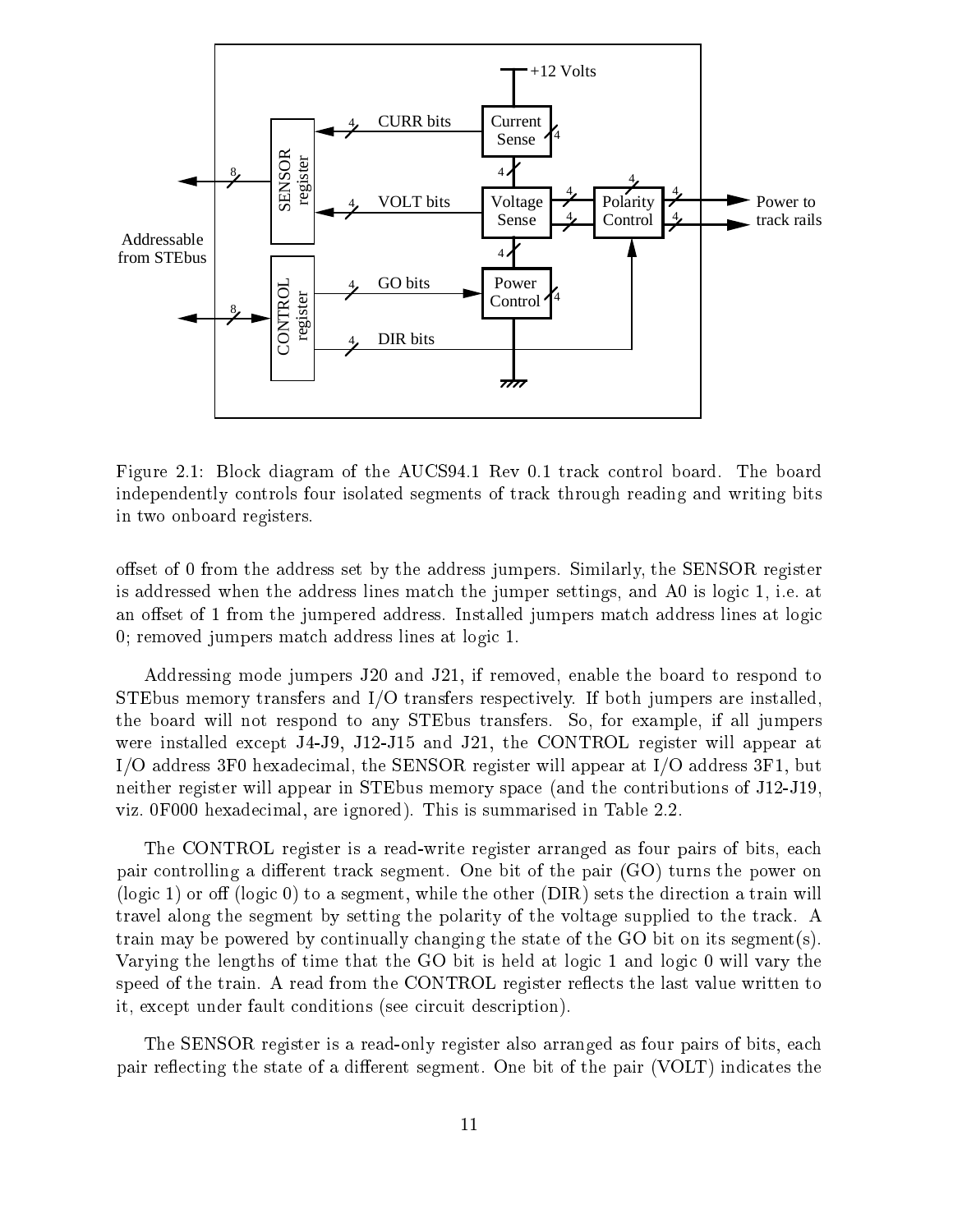Figure 2.1: Block diagram of the AUCS94.1 Rev 0.1 track control board. The board independently controls four isolated segments of track through reading and writing bits in two onboard registers.

offset of 0 from the address set by the address jumpers. Similarly, the SENSOR register is addressed when the address lines match the jumper settings, and A0 is logic 1, i.e. at an offset of 1 from the jumpered address. Installed jumpers match address lines at logic 0; removed jumpers match address lines at logic 1.

Addressing mode jumpers J20 and J21, if removed, enable the board to respond to STEbus memory transfers and I/O transfers respectively. If both jumpers are installed, the board will not respond to any STEbus transfers. So, for example, if all jumpers were installed except J4-J9, J12-J15 and J21, the CONTROL register will appear at I/O address 3F0 hexadecimal, the SENSOR register will appear at I/O address 3F1, but neither register will appear in STEbus memory space (and the contributions of J12-J19, viz. 0F000 hexadecimal, are ignored). This is summarised in Table 2.2.

The CONTROL register is a read-write register arranged as four pairs of bits, each pair controlling a different track segment. One bit of the pair (GO) turns the power on (logic 1) or off (logic 0) to a segment, while the other (DIR) sets the direction a train will travel along the segment by setting the polarity of the voltage supplied to the track. A train may be powered by continually changing the state of the GO bit on its segment(s). Varying the lengths of time that the GO bit is held at logic 1 and logic 0 will vary the speed of the train. A read from the CONTROL register reflects the last value written to it, except under fault conditions (see circuit description).

The SENSOR register is a read-only register also arranged as four pairs of bits, each pair reflecting the state of a different segment. One bit of the pair (VOLT) indicates the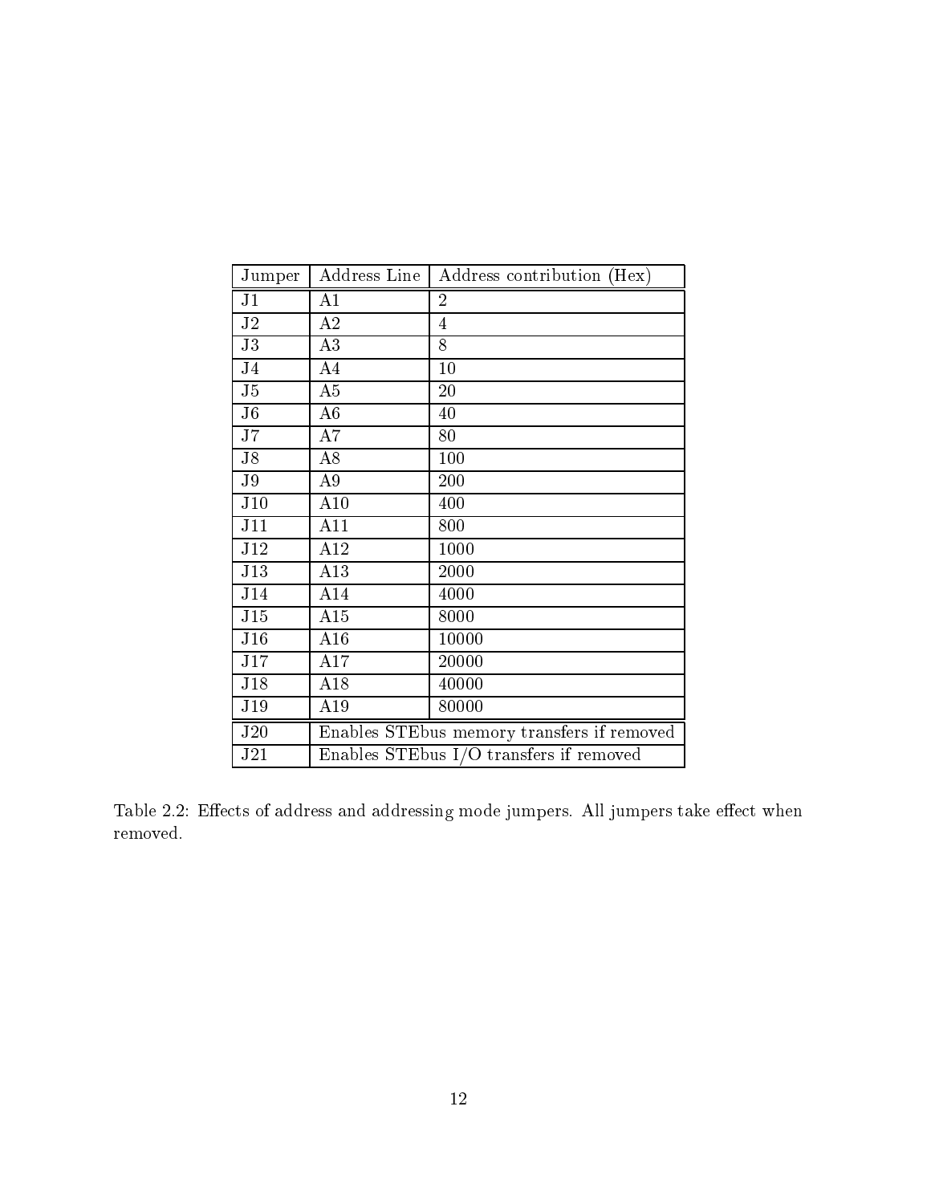| Jumper | Address Line | Address contribution (Hex) |
|---|---|---|
| J1 | A1 | 2 |
| J2 | A2 | 4 |
| J3 | A3 | 8 |
| J4 | A4 | 10 |
| J5 | A5 | 20 |
| J6 | A6 | 40 |
| J7 | A7 | 80 |
| J8 | A8 | 100 |
| J9 | A9 | 200 |
| J10 | A10 | 400 |
| J11 | A11 | 800 |
| J12 | A12 | 1000 |
| J13 | A13 | 2000 |
| J14 | A14 | 4000 |
| J15 | A15 | 8000 |
| J16 | A16 | 10000 |
| J17 | A17 | 20000 |
| J18 | A18 | 40000 |
| J19 | A19 | 80000 |
| J20 | Enables STEbus memory transfers if removed | |
| J21 | Enables STEbus I/O transfers if removed | |

Table 2.2: Effects of address and addressing mode jumpers. All jumpers take effect when removed.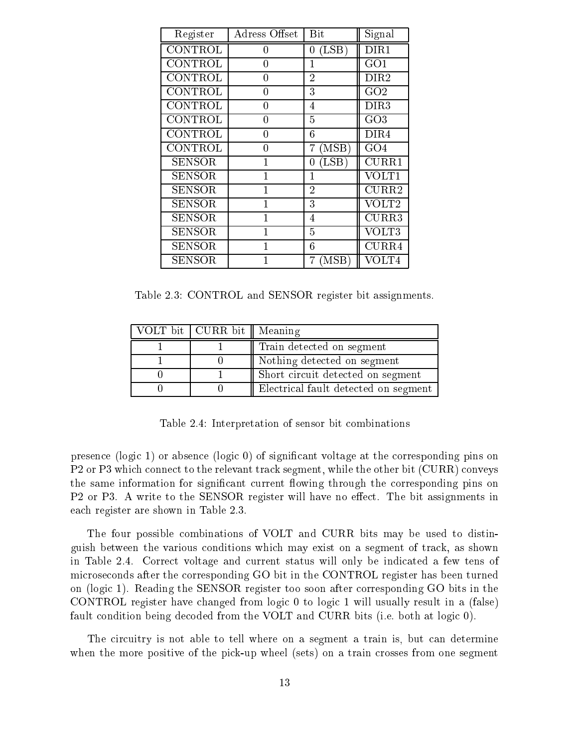| Register | Adress Offset | Bit | Signal |
|---|---|---|---|
| CONTROL | 0 | 0 (LSB) | DIR1 |
| CONTROL | 0 | 1 | GO1 |
| CONTROL | 0 | 2 | DIR2 |
| CONTROL | 0 | 3 | GO2 |
| CONTROL | 0 | 4 | DIR3 |
| CONTROL | 0 | 5 | GO3 |
| CONTROL | 0 | 6 | DIR4 |
| CONTROL | 0 | 7 (MSB) | GO4 |
| SENSOR | 1 | 0 (LSB) | CURR1 |
| SENSOR | 1 | 1 | VOLT1 |
| SENSOR | 1 | 2 | CURR2 |
| SENSOR | 1 | 3 | VOLT2 |
| SENSOR | 1 | 4 | CURR3 |
| SENSOR | 1 | 5 | VOLT3 |
| SENSOR | 1 | 6 | CURR4 |
| SENSOR | 1 | 7 (MSB) | VOLT4 |

Table 2.3: CONTROL and SENSOR register bit assignments.

| VOLT bit | CURR bit | Meaning |
|---|---|---|
| 1 | 1 | Train detected on segment |
| 1 | 0 | Nothing detected on segment |
| 0 | 1 | Short circuit detected on segment |
| 0 | 0 | Electrical fault detected on segment |

Table 2.4: Interpretation of sensor bit combinations

presence (logic 1) or absence (logic 0) of significant voltage at the corresponding pins on P2 or P3 which connect to the relevant track segment, while the other bit (CURR) conveys the same information for significant current flowing through the corresponding pins on P2 or P3. A write to the SENSOR register will have no effect. The bit assignments in each register are shown in Table 2.3.

The four possible combinations of VOLT and CURR bits may be used to distinguish between the various conditions which may exist on a segment of track, as shown in Table 2.4. Correct voltage and current status will only be indicated a few tens of microseconds after the corresponding GO bit in the CONTROL register has been turned on (logic 1). Reading the SENSOR register too soon after corresponding GO bits in the CONTROL register have changed from logic 0 to logic 1 will usually result in a (false) fault condition being decoded from the VOLT and CURR bits (i.e. both at logic 0).

The circuitry is not able to tell where on a segment a train is, but can determine when the more positive of the pick-up wheel (sets) on a train crosses from one segment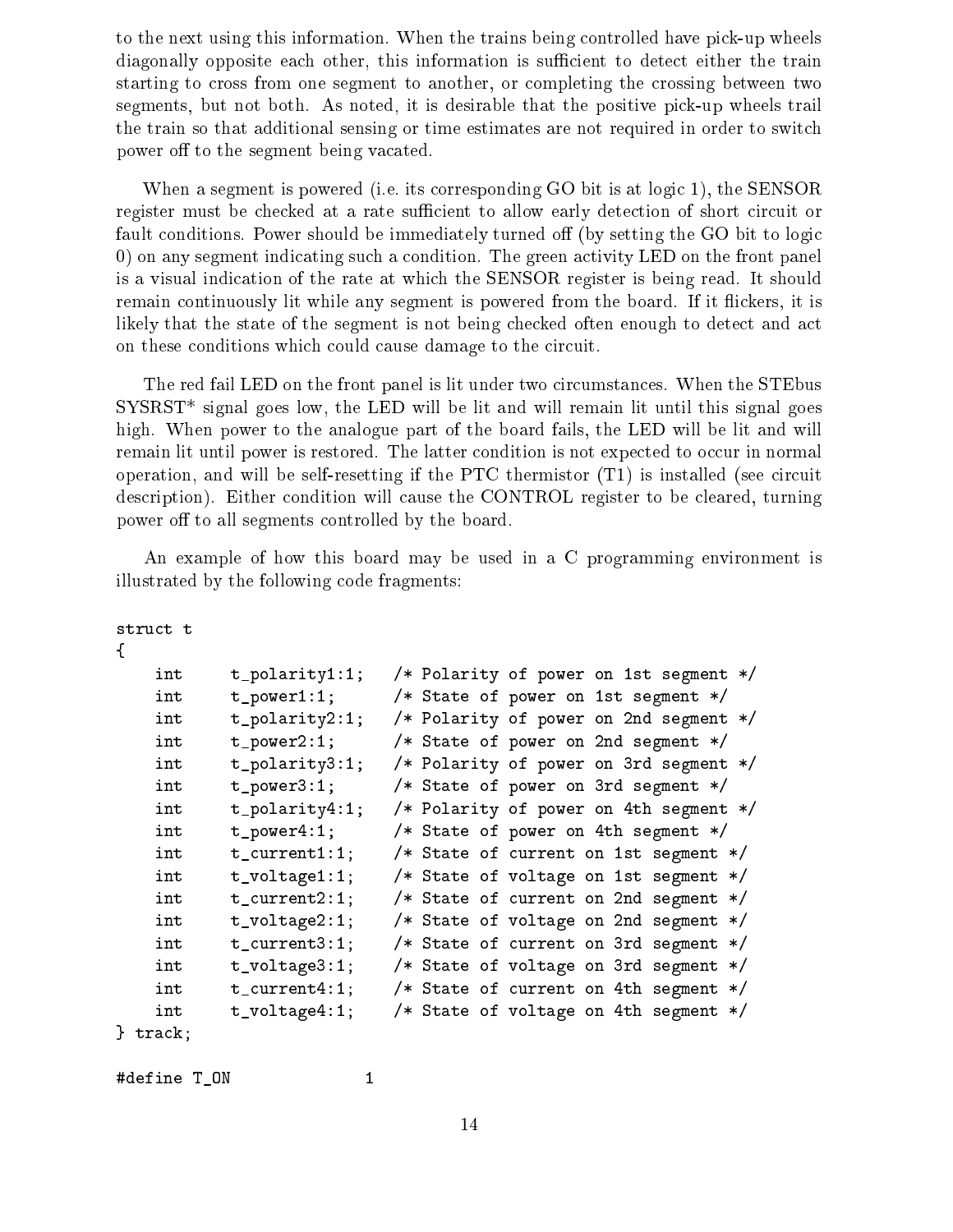to the next using this information. When the trains being controlled have pick-up wheels diagonally opposite each other, this information is sufficient to detect either the train starting to cross from one segment to another, or completing the crossing between two segments, but not both. As noted, it is desirable that the positive pick-up wheels trail the train so that additional sensing or time estimates are not required in order to switch power off to the segment being vacated.

When a segment is powered (i.e. its corresponding GO bit is at logic 1), the SENSOR register must be checked at a rate sufficient to allow early detection of short circuit or fault conditions. Power should be immediately turned off (by setting the GO bit to logic 0) on any segment indicating such a condition. The green activity LED on the front panel is a visual indication of the rate at which the SENSOR register is being read. It should remain continuously lit while any segment is powered from the board. If it flickers, it is likely that the state of the segment is not being checked often enough to detect and act on these conditions which could cause damage to the circuit.

The red fail LED on the front panel is lit under two circumstances. When the STEbus SYSRST* signal goes low, the LED will be lit and will remain lit until this signal goes high. When power to the analogue part of the board fails, the LED will be lit and will remain lit until power is restored. The latter condition is not expected to occur in normal operation, and will be self-resetting if the PTC thermistor (T1) is installed (see circuit description). Either condition will cause the CONTROL register to be cleared, turning power off to all segments controlled by the board.

An example of how this board may be used in a C programming environment is illustrated by the following code fragments:

```
struct t
{
    int     t_polarity1:1;   /* Polarity of power on 1st segment */
    int     t_power1:1;      /* State of power on 1st segment */
    int     t_polarity2:1;   /* Polarity of power on 2nd segment */
    int     t_power2:1;      /* State of power on 2nd segment */
    int     t_polarity3:1;   /* Polarity of power on 3rd segment */
    int     t_power3:1;      /* State of power on 3rd segment */
    int     t_polarity4:1;   /* Polarity of power on 4th segment */
    int     t_power4:1;      /* State of power on 4th segment */
    int     t_current1:1;    /* State of current on 1st segment */
    int     t_voltage1:1;    /* State of voltage on 1st segment */
    int     t_current2:1;    /* State of current on 2nd segment */
    int     t_voltage2:1;    /* State of voltage on 2nd segment */
    int     t_current3:1;    /* State of current on 3rd segment */
    int     t_voltage3:1;    /* State of voltage on 3rd segment */
    int     t_current4:1;    /* State of current on 4th segment */
    int     t_voltage4:1;    /* State of voltage on 4th segment */
} track;

#define T_ON            1
```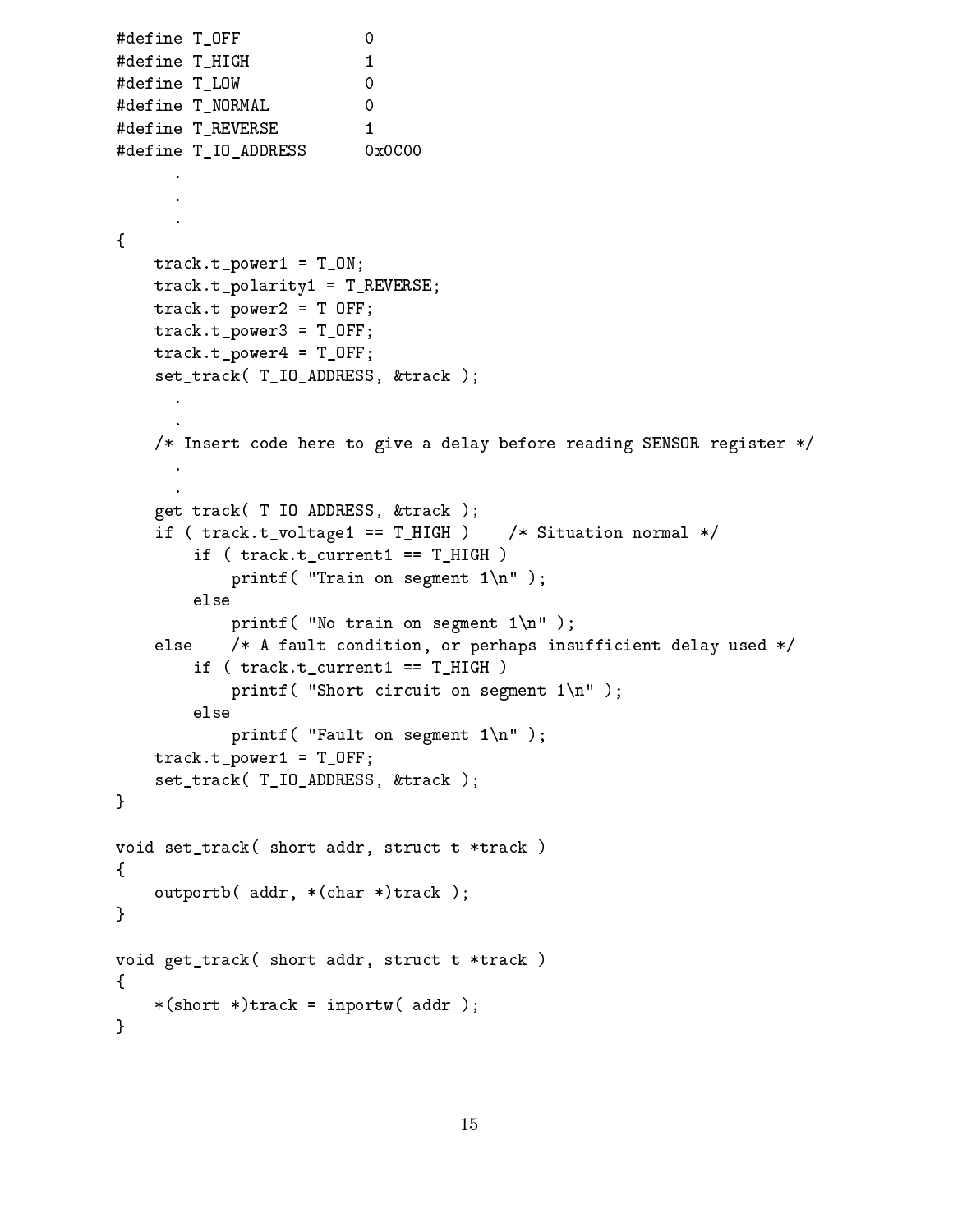```
#define T_OFF             0
#define T_HIGH            1
#define T_LOW             0
#define T_NORMAL          0
#define T_REVERSE         1
#define T_IO_ADDRESS      0x0C00
      .
      .
      .
{
    track.t_power1 = T_ON;
    track.t_polarity1 = T_REVERSE;
    track.t_power2 = T_OFF;
    track.t_power3 = T_OFF;
    track.t_power4 = T_OFF;
    set_track( T_IO_ADDRESS, &track );
      .
      .
    /* Insert code here to give a delay before reading SENSOR register */
      .
      .
    get_track( T_IO_ADDRESS, &track );
    if ( track.t_voltage1 == T_HIGH )    /* Situation normal */
        if ( track.t_current1 == T_HIGH )
            printf( "Train on segment 1\n" );
        else
            printf( "No train on segment 1\n" );
    else    /* A fault condition, or perhaps insufficient delay used */
        if ( track.t_current1 == T_HIGH )
            printf( "Short circuit on segment 1\n" );
        else
            printf( "Fault on segment 1\n" );
    track.t_power1 = T_OFF;
    set_track( T_IO_ADDRESS, &track );
}

void set_track( short addr, struct t *track )
{
    outportb( addr, *(char *)track );
}

void get_track( short addr, struct t *track )
{
    *(short *)track = inportw( addr );
}
```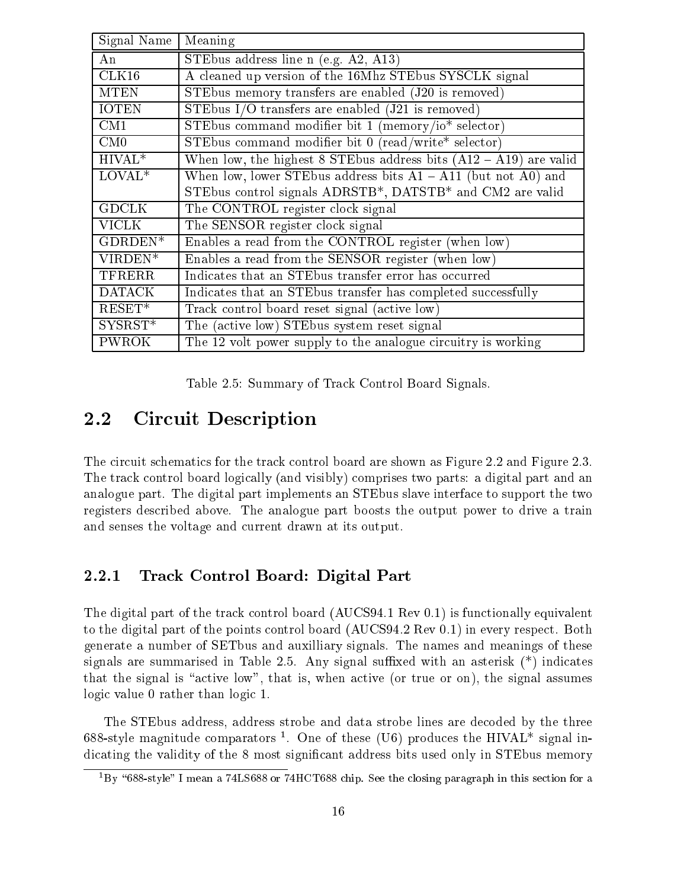| Signal Name | Meaning |
|---|---|
| An | STEbus address line n (e.g. A2, A13) |
| CLK16 | A cleaned up version of the 16Mhz STEbus SYSCLK signal |
| MTEN | STEbus memory transfers are enabled (J20 is removed) |
| IOTEN | STEbus I/O transfers are enabled (J21 is removed) |
| CM1 | STEbus command modifier bit 1 (memory/io* selector) |
| CM0 | STEbus command modifier bit 0 (read/write* selector) |
| HIVAL* | When low, the highest 8 STEbus address bits (A12 – A19) are valid |
| LOVAL* | When low, lower STEbus address bits A1 – A11 (but not A0) and STEbus control signals ADRSTB*, DATSTB* and CM2 are valid |
| GDCLK | The CONTROL register clock signal |
| VICLK | The SENSOR register clock signal |
| GDRDEN* | Enables a read from the CONTROL register (when low) |
| VIRDEN* | Enables a read from the SENSOR register (when low) |
| TFRERR | Indicates that an STEbus transfer error has occurred |
| DATACK | Indicates that an STEbus transfer has completed successfully |
| RESET* | Track control board reset signal (active low) |
| SYSRST* | The (active low) STEbus system reset signal |
| PWROK | The 12 volt power supply to the analogue circuitry is working |

Table 2.5: Summary of Track Control Board Signals.

## 2.2 Circuit Description

The circuit schematics for the track control board are shown as Figure 2.2 and Figure 2.3. The track control board logically (and visibly) comprises two parts: a digital part and an analogue part. The digital part implements an STEbus slave interface to support the two registers described above. The analogue part boosts the output power to drive a train and senses the voltage and current drawn at its output.

### 2.2.1 Track Control Board: Digital Part

The digital part of the track control board (AUCS94.1 Rev 0.1) is functionally equivalent to the digital part of the points control board (AUCS94.2 Rev 0.1) in every respect. Both generate a number of SETbus and auxilliary signals. The names and meanings of these signals are summarised in Table 2.5. Any signal suffixed with an asterisk (*) indicates that the signal is "active low", that is, when active (or true or on), the signal assumes logic value 0 rather than logic 1.

The STEbus address, address strobe and data strobe lines are decoded by the three 688-style magnitude comparators [1]. One of these (U6) produces the HIVAL* signal indicating the validity of the 8 most significant address bits used only in STEbus memory

[1] By "688-style" I mean a 74LS688 or 74HCT688 chip. See the closing paragraph in this section for a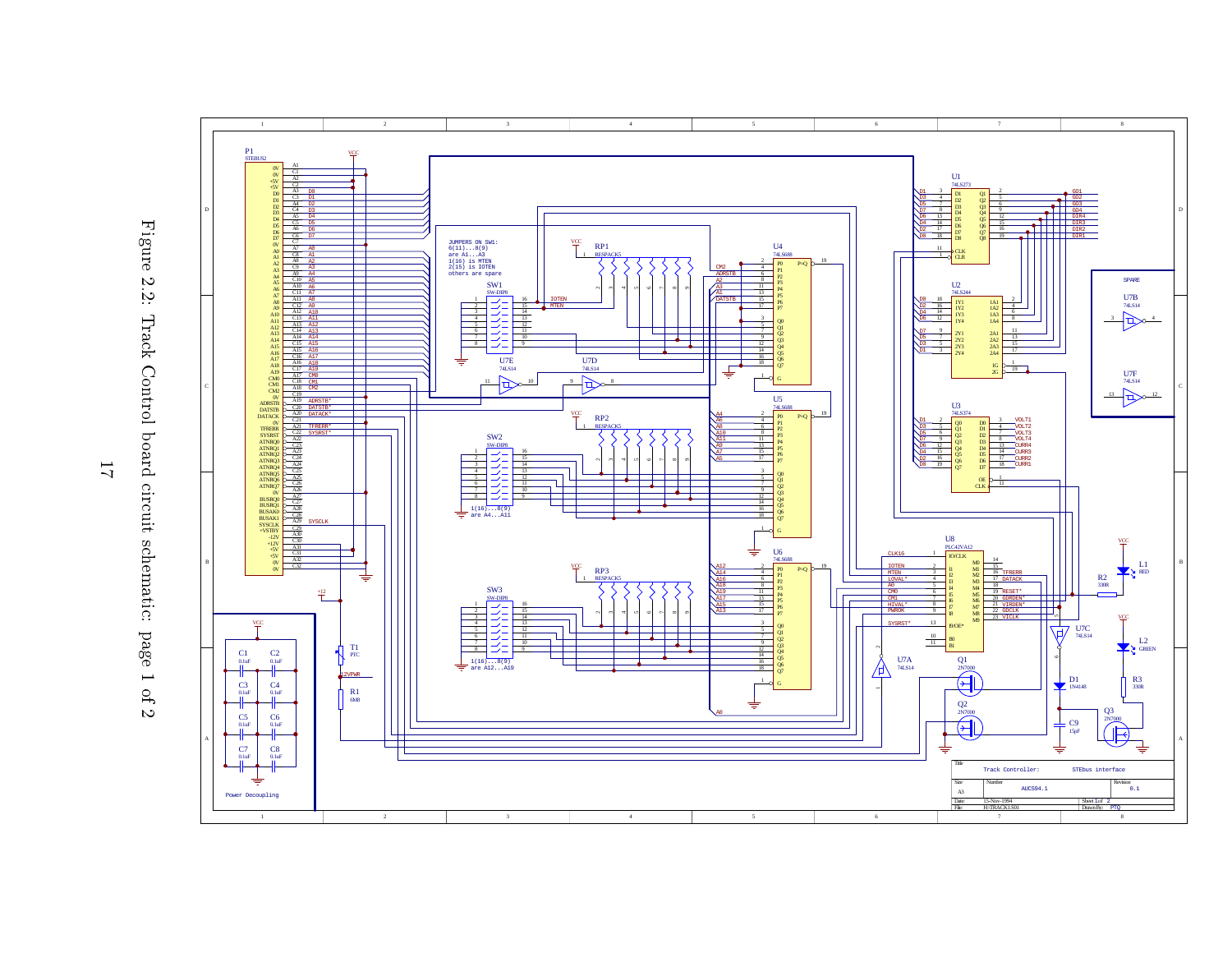Figure 2.2: Track Control board circuit schematic: page 1 of 2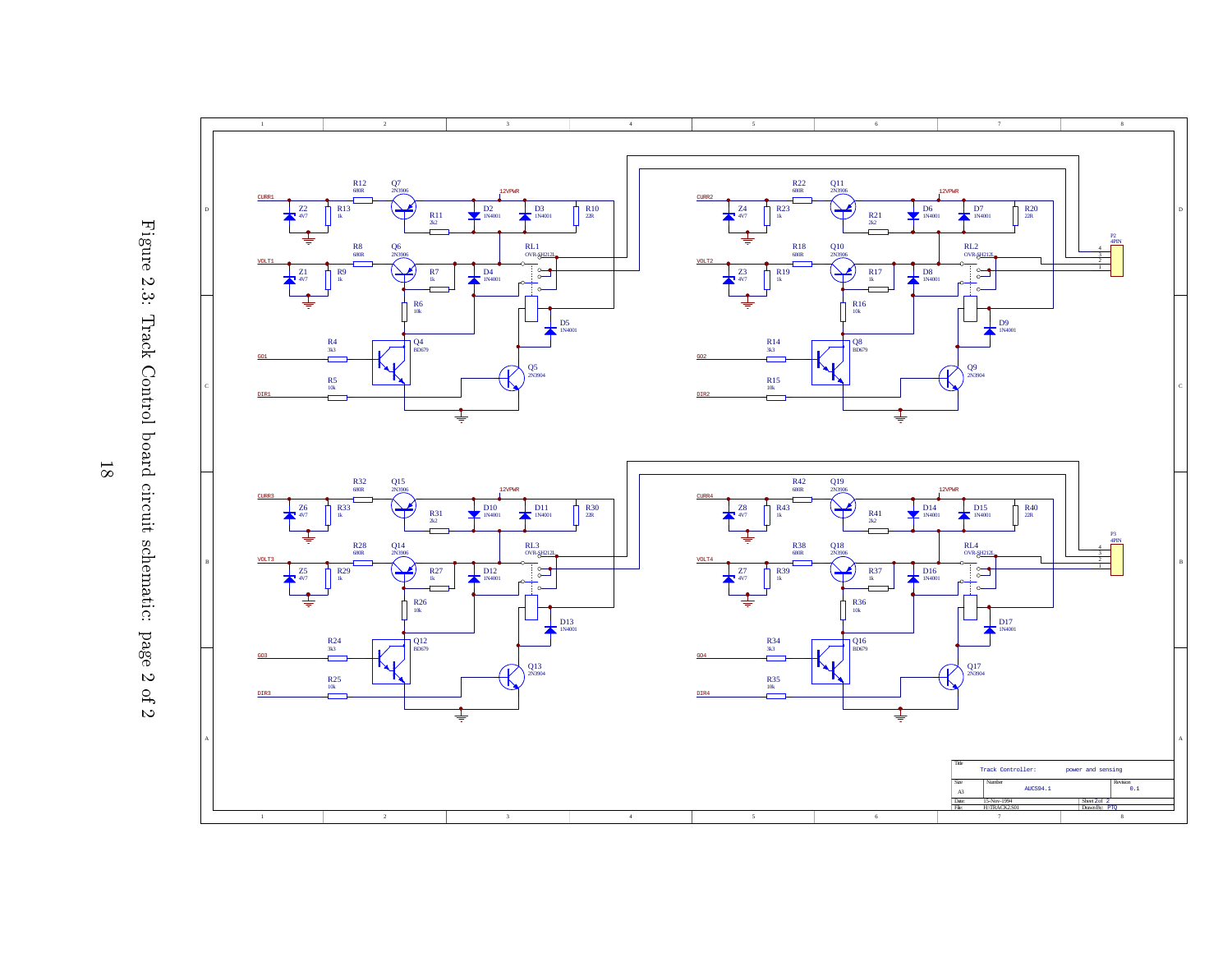Figure 2.3: Track Control board circuit schematic: page 2 of 2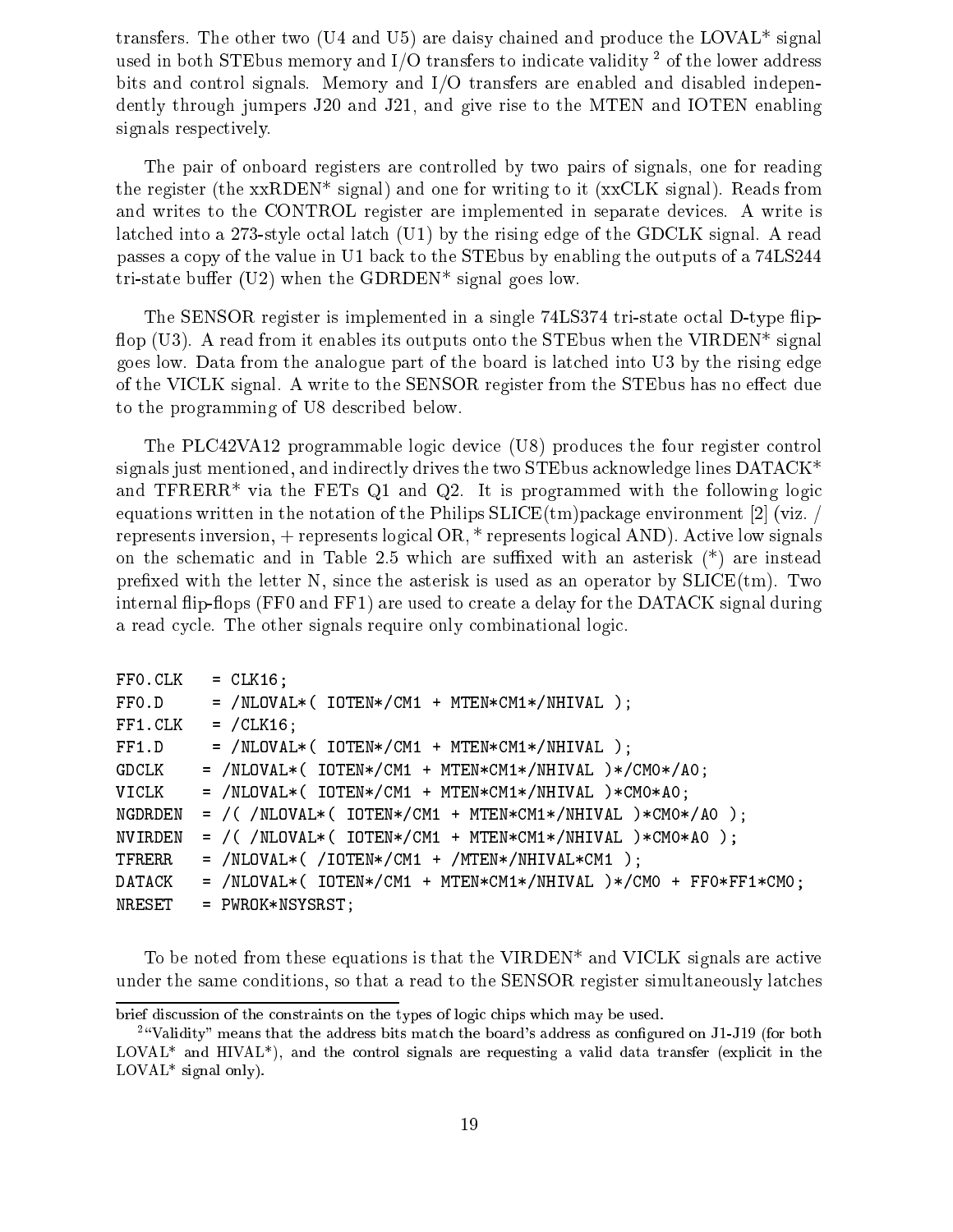transfers. The other two (U4 and U5) are daisy chained and produce the LOVAL* signal used in both STEbus memory and I/O transfers to indicate validity [2] of the lower address bits and control signals. Memory and I/O transfers are enabled and disabled independently through jumpers J20 and J21, and give rise to the MTEN and IOTEN enabling signals respectively.

The pair of onboard registers are controlled by two pairs of signals, one for reading the register (the xxRDEN* signal) and one for writing to it (xxCLK signal). Reads from and writes to the CONTROL register are implemented in separate devices. A write is latched into a 273-style octal latch (U1) by the rising edge of the GDCLK signal. A read passes a copy of the value in U1 back to the STEbus by enabling the outputs of a 74LS244 tri-state buffer (U2) when the GDRDEN* signal goes low.

The SENSOR register is implemented in a single 74LS374 tri-state octal D-type flip-flop (U3). A read from it enables its outputs onto the STEbus when the VIRDEN* signal goes low. Data from the analogue part of the board is latched into U3 by the rising edge of the VICLK signal. A write to the SENSOR register from the STEbus has no effect due to the programming of U8 described below.

The PLC42VA12 programmable logic device (U8) produces the four register control signals just mentioned, and indirectly drives the two STEbus acknowledge lines DATACK* and TFRERR* via the FETs Q1 and Q2. It is programmed with the following logic equations written in the notation of the Philips SLICE(tm)package environment [2] (viz. / represents inversion, + represents logical OR, * represents logical AND). Active low signals on the schematic and in Table 2.5 which are suffixed with an asterisk (*) are instead prefixed with the letter N, since the asterisk is used as an operator by SLICE(tm). Two internal flip-flops (FF0 and FF1) are used to create a delay for the DATACK signal during a read cycle. The other signals require only combinational logic.

```
FF0.CLK   = CLK16;
FF0.D     = /NLOVAL*( IOTEN*/CM1 + MTEN*CM1*/NHIVAL );
FF1.CLK   = /CLK16;
FF1.D     = /NLOVAL*( IOTEN*/CM1 + MTEN*CM1*/NHIVAL );
GDCLK    = /NLOVAL*( IOTEN*/CM1 + MTEN*CM1*/NHIVAL )*/CM0*/A0;
VICLK    = /NLOVAL*( IOTEN*/CM1 + MTEN*CM1*/NHIVAL )*CM0*A0;
NGDRDEN  = /( /NLOVAL*( IOTEN*/CM1 + MTEN*CM1*/NHIVAL )*CM0*/A0 );
NVIRDEN  = /( /NLOVAL*( IOTEN*/CM1 + MTEN*CM1*/NHIVAL )*CM0*A0 );
TFRERR   = /NLOVAL*( /IOTEN*/CM1 + /MTEN*/NHIVAL*CM1 );
DATACK   = /NLOVAL*( IOTEN*/CM1 + MTEN*CM1*/NHIVAL )*/CM0 + FF0*FF1*CM0;
NRESET   = PWROK*NSYSRST;
```

To be noted from these equations is that the VIRDEN* and VICLK signals are active under the same conditions, so that a read to the SENSOR register simultaneously latches

brief discussion of the constraints on the types of logic chips which may be used.

[2] "Validity" means that the address bits match the board's address as configured on J1-J19 (for both LOVAL* and HIVAL*), and the control signals are requesting a valid data transfer (explicit in the LOVAL* signal only).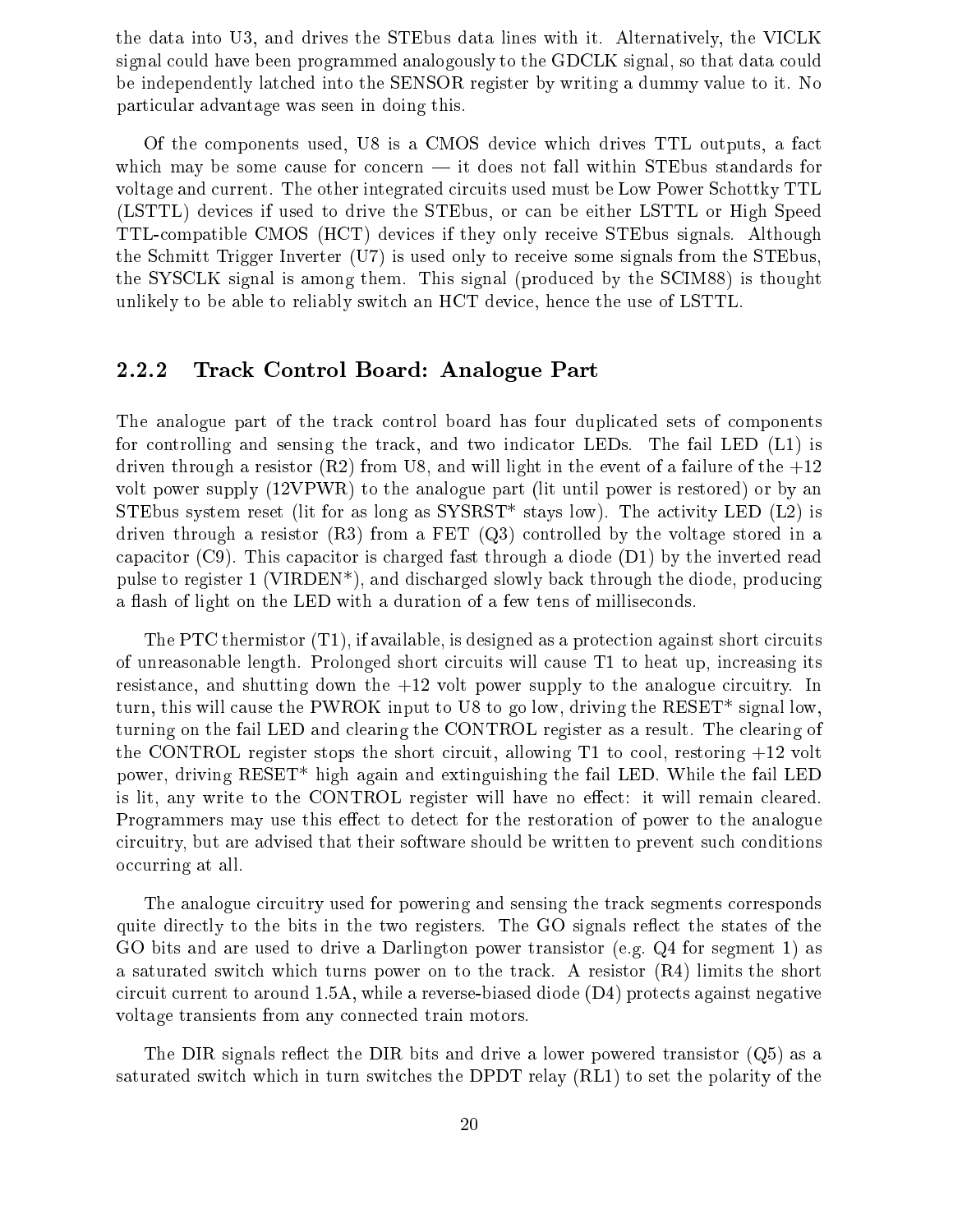the data into U3, and drives the STEbus data lines with it. Alternatively, the VICLK signal could have been programmed analogously to the GDCLK signal, so that data could be independently latched into the SENSOR register by writing a dummy value to it. No particular advantage was seen in doing this.

Of the components used, U8 is a CMOS device which drives TTL outputs, a fact which may be some cause for concern — it does not fall within STEbus standards for voltage and current. The other integrated circuits used must be Low Power Schottky TTL (LSTTL) devices if used to drive the STEbus, or can be either LSTTL or High Speed TTL-compatible CMOS (HCT) devices if they only receive STEbus signals. Although the Schmitt Trigger Inverter (U7) is used only to receive some signals from the STEbus, the SYSCLK signal is among them. This signal (produced by the SCIM88) is thought unlikely to be able to reliably switch an HCT device, hence the use of LSTTL.

### 2.2.2 Track Control Board: Analogue Part

The analogue part of the track control board has four duplicated sets of components for controlling and sensing the track, and two indicator LEDs. The fail LED (L1) is driven through a resistor (R2) from U8, and will light in the event of a failure of the +12 volt power supply (12VPWR) to the analogue part (lit until power is restored) or by an STEbus system reset (lit for as long as SYSRST* stays low). The activity LED (L2) is driven through a resistor (R3) from a FET (Q3) controlled by the voltage stored in a capacitor (C9). This capacitor is charged fast through a diode (D1) by the inverted read pulse to register 1 (VIRDEN*), and discharged slowly back through the diode, producing a flash of light on the LED with a duration of a few tens of milliseconds.

The PTC thermistor (T1), if available, is designed as a protection against short circuits of unreasonable length. Prolonged short circuits will cause T1 to heat up, increasing its resistance, and shutting down the +12 volt power supply to the analogue circuitry. In turn, this will cause the PWROK input to U8 to go low, driving the RESET* signal low, turning on the fail LED and clearing the CONTROL register as a result. The clearing of the CONTROL register stops the short circuit, allowing T1 to cool, restoring +12 volt power, driving RESET* high again and extinguishing the fail LED. While the fail LED is lit, any write to the CONTROL register will have no effect: it will remain cleared. Programmers may use this effect to detect for the restoration of power to the analogue circuitry, but are advised that their software should be written to prevent such conditions occurring at all.

The analogue circuitry used for powering and sensing the track segments corresponds quite directly to the bits in the two registers. The GO signals reflect the states of the GO bits and are used to drive a Darlington power transistor (e.g. Q4 for segment 1) as a saturated switch which turns power on to the track. A resistor (R4) limits the short circuit current to around 1.5A, while a reverse-biased diode (D4) protects against negative voltage transients from any connected train motors.

The DIR signals reflect the DIR bits and drive a lower powered transistor (Q5) as a saturated switch which in turn switches the DPDT relay (RL1) to set the polarity of the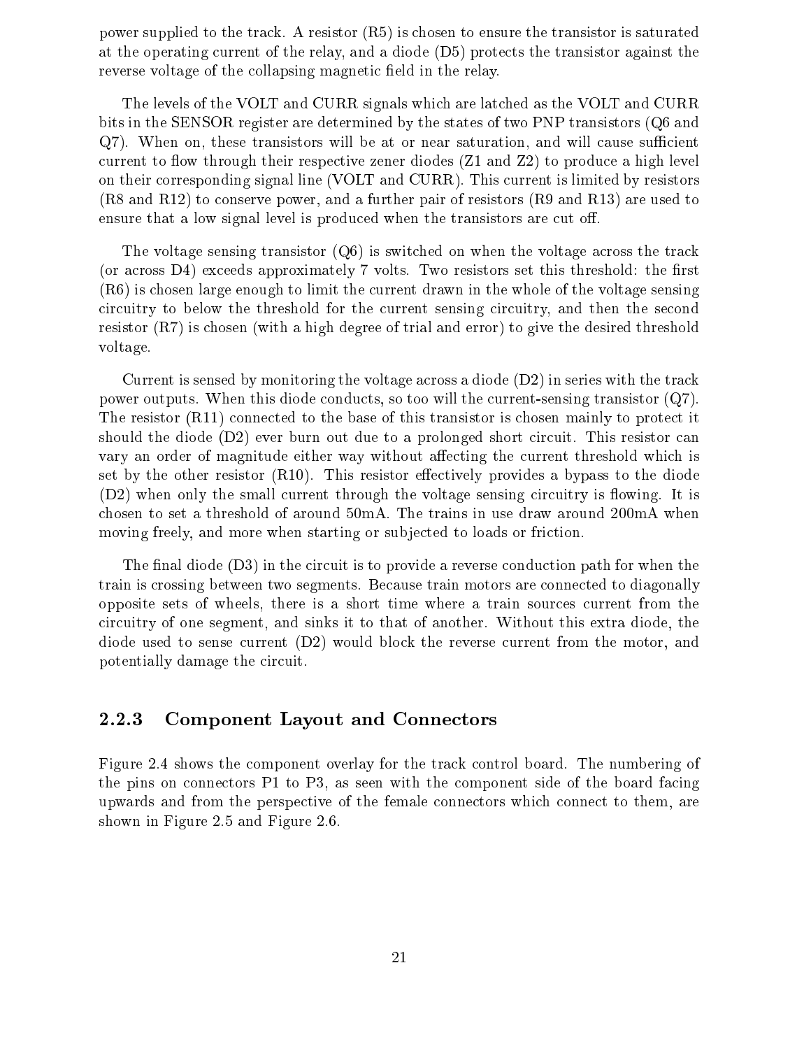power supplied to the track. A resistor (R5) is chosen to ensure the transistor is saturated at the operating current of the relay, and a diode (D5) protects the transistor against the reverse voltage of the collapsing magnetic field in the relay.

The levels of the VOLT and CURR signals which are latched as the VOLT and CURR bits in the SENSOR register are determined by the states of two PNP transistors (Q6 and Q7). When on, these transistors will be at or near saturation, and will cause sufficient current to flow through their respective zener diodes (Z1 and Z2) to produce a high level on their corresponding signal line (VOLT and CURR). This current is limited by resistors (R8 and R12) to conserve power, and a further pair of resistors (R9 and R13) are used to ensure that a low signal level is produced when the transistors are cut off.

The voltage sensing transistor (Q6) is switched on when the voltage across the track (or across D4) exceeds approximately 7 volts. Two resistors set this threshold: the first (R6) is chosen large enough to limit the current drawn in the whole of the voltage sensing circuitry to below the threshold for the current sensing circuitry, and then the second resistor (R7) is chosen (with a high degree of trial and error) to give the desired threshold voltage.

Current is sensed by monitoring the voltage across a diode (D2) in series with the track power outputs. When this diode conducts, so too will the current-sensing transistor (Q7). The resistor (R11) connected to the base of this transistor is chosen mainly to protect it should the diode (D2) ever burn out due to a prolonged short circuit. This resistor can vary an order of magnitude either way without affecting the current threshold which is set by the other resistor (R10). This resistor effectively provides a bypass to the diode (D2) when only the small current through the voltage sensing circuitry is flowing. It is chosen to set a threshold of around 50mA. The trains in use draw around 200mA when moving freely, and more when starting or subjected to loads or friction.

The final diode (D3) in the circuit is to provide a reverse conduction path for when the train is crossing between two segments. Because train motors are connected to diagonally opposite sets of wheels, there is a short time where a train sources current from the circuitry of one segment, and sinks it to that of another. Without this extra diode, the diode used to sense current (D2) would block the reverse current from the motor, and potentially damage the circuit.

### 2.2.3 Component Layout and Connectors

Figure 2.4 shows the component overlay for the track control board. The numbering of the pins on connectors P1 to P3, as seen with the component side of the board facing upwards and from the perspective of the female connectors which connect to them, are shown in Figure 2.5 and Figure 2.6.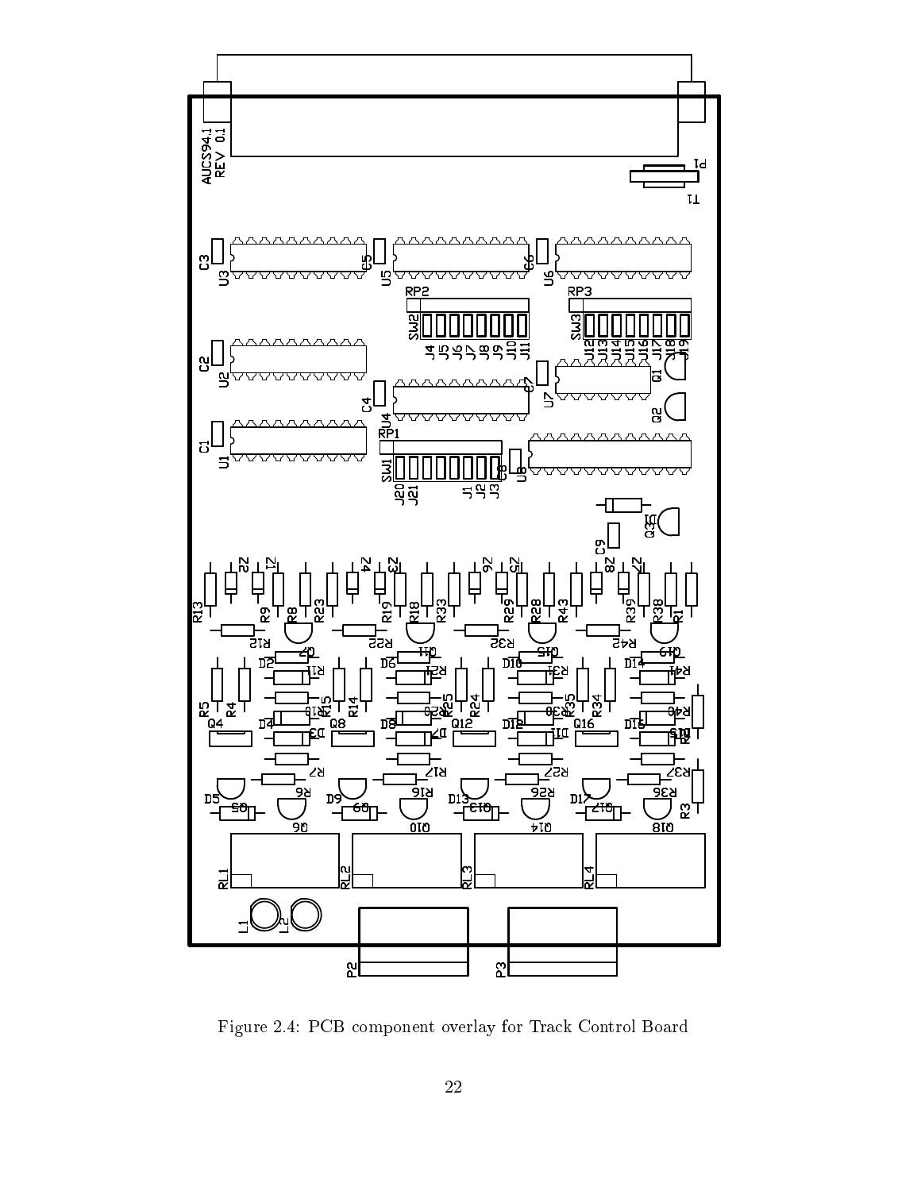Figure 2.4: PCB component overlay for Track Control Board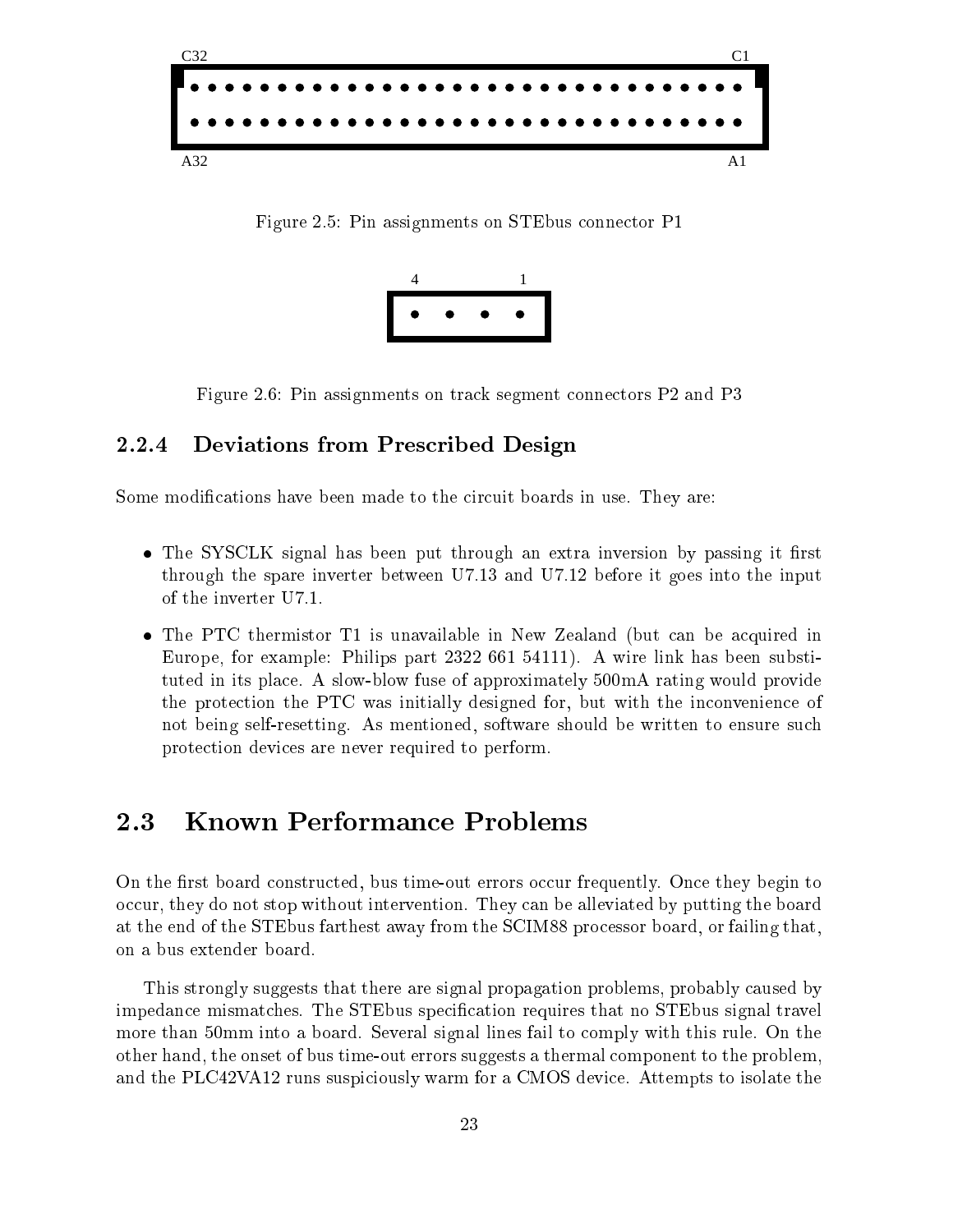C32 C1

A32 A1

Figure 2.5: Pin assignments on STEbus connector P1

4 1

Figure 2.6: Pin assignments on track segment connectors P2 and P3

### 2.2.4 Deviations from Prescribed Design

Some modifications have been made to the circuit boards in use. They are:

- The SYSCLK signal has been put through an extra inversion by passing it first through the spare inverter between U7.13 and U7.12 before it goes into the input of the inverter U7.1.
- The PTC thermistor T1 is unavailable in New Zealand (but can be acquired in Europe, for example: Philips part 2322 661 54111). A wire link has been substituted in its place. A slow-blow fuse of approximately 500mA rating would provide the protection the PTC was initially designed for, but with the inconvenience of not being self-resetting. As mentioned, software should be written to ensure such protection devices are never required to perform.

## 2.3 Known Performance Problems

On the first board constructed, bus time-out errors occur frequently. Once they begin to occur, they do not stop without intervention. They can be alleviated by putting the board at the end of the STEbus farthest away from the SCIM88 processor board, or failing that, on a bus extender board.

This strongly suggests that there are signal propagation problems, probably caused by impedance mismatches. The STEbus specification requires that no STEbus signal travel more than 50mm into a board. Several signal lines fail to comply with this rule. On the other hand, the onset of bus time-out errors suggests a thermal component to the problem, and the PLC42VA12 runs suspiciously warm for a CMOS device. Attempts to isolate the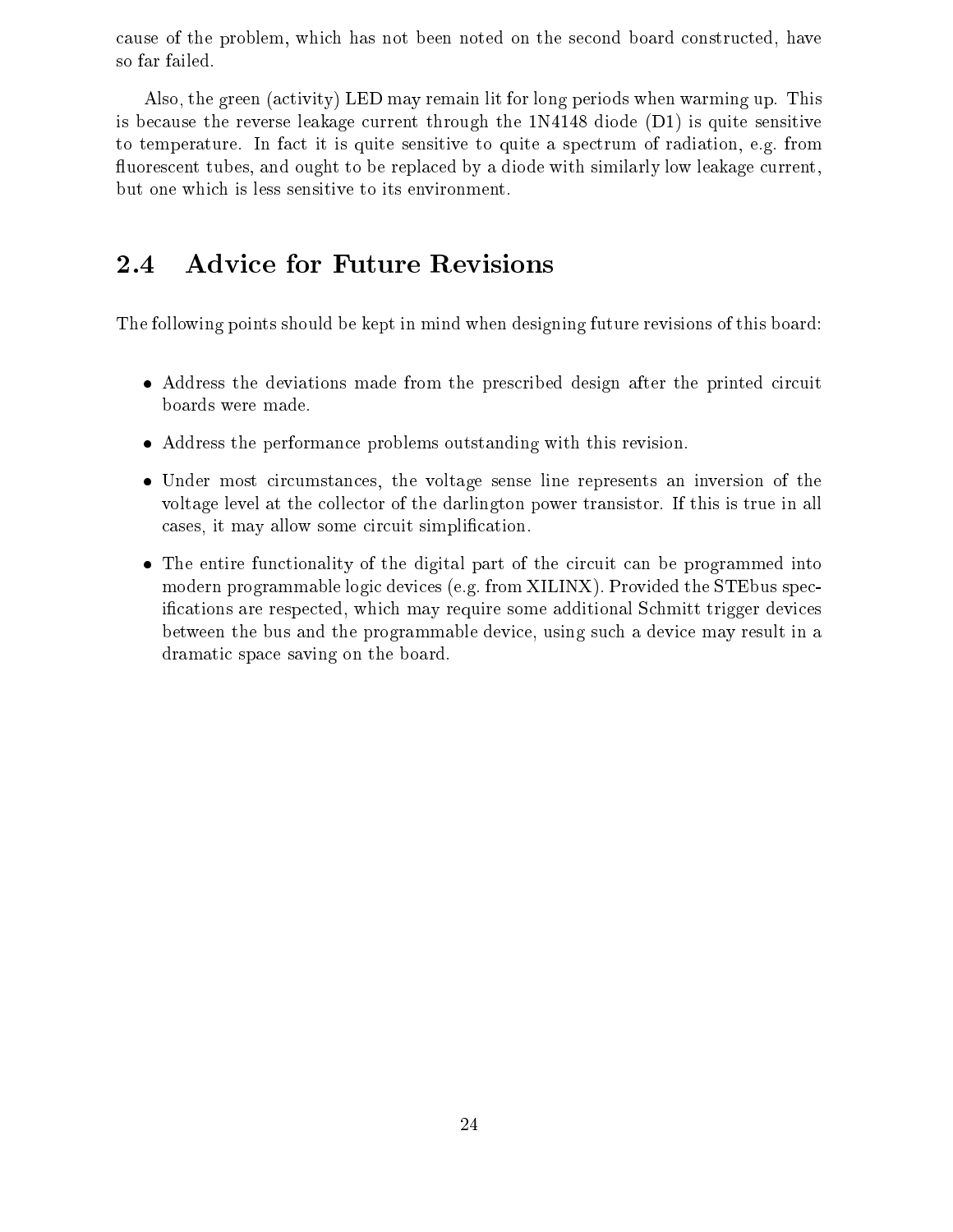cause of the problem, which has not been noted on the second board constructed, have so far failed.

Also, the green (activity) LED may remain lit for long periods when warming up. This is because the reverse leakage current through the 1N4148 diode (D1) is quite sensitive to temperature. In fact it is quite sensitive to quite a spectrum of radiation, e.g. from fluorescent tubes, and ought to be replaced by a diode with similarly low leakage current, but one which is less sensitive to its environment.

## 2.4 Advice for Future Revisions

The following points should be kept in mind when designing future revisions of this board:

- Address the deviations made from the prescribed design after the printed circuit boards were made.
- Address the performance problems outstanding with this revision.
- Under most circumstances, the voltage sense line represents an inversion of the voltage level at the collector of the darlington power transistor. If this is true in all cases, it may allow some circuit simplification.
- The entire functionality of the digital part of the circuit can be programmed into modern programmable logic devices (e.g. from XILINX). Provided the STEbus specifications are respected, which may require some additional Schmitt trigger devices between the bus and the programmable device, using such a device may result in a dramatic space saving on the board.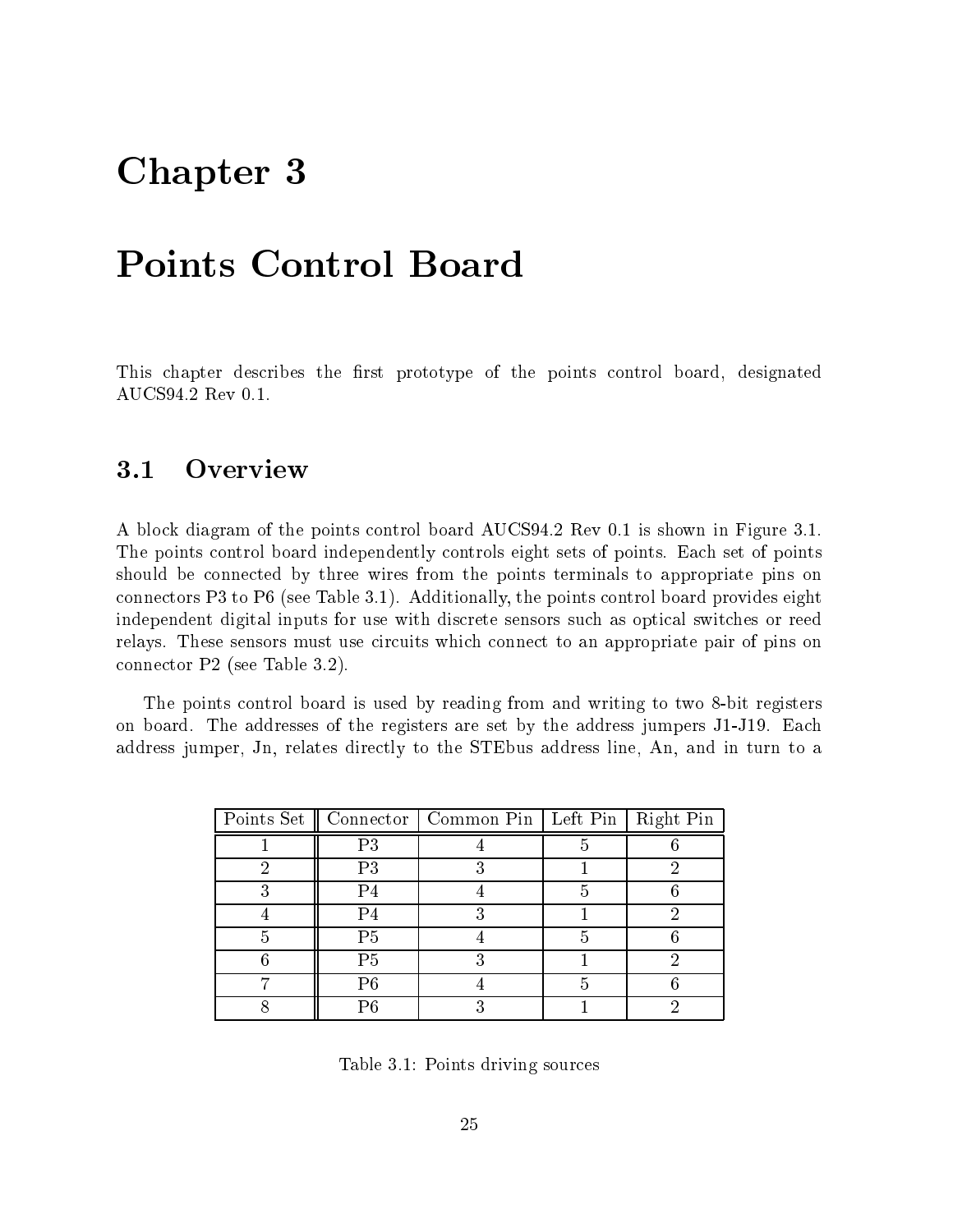# Chapter 3

# Points Control Board

This chapter describes the first prototype of the points control board, designated AUCS94.2 Rev 0.1.

## 3.1 Overview

A block diagram of the points control board AUCS94.2 Rev 0.1 is shown in Figure 3.1. The points control board independently controls eight sets of points. Each set of points should be connected by three wires from the points terminals to appropriate pins on connectors P3 to P6 (see Table 3.1). Additionally, the points control board provides eight independent digital inputs for use with discrete sensors such as optical switches or reed relays. These sensors must use circuits which connect to an appropriate pair of pins on connector P2 (see Table 3.2).

The points control board is used by reading from and writing to two 8-bit registers on board. The addresses of the registers are set by the address jumpers J1-J19. Each address jumper, Jn, relates directly to the STEbus address line, An, and in turn to a

| Points Set | Connector | Common Pin | Left Pin | Right Pin |
|---|---|---|---|---|
| 1 | P3 | 4 | 5 | 6 |
| 2 | P3 | 3 | 1 | 2 |
| 3 | P4 | 4 | 5 | 6 |
| 4 | P4 | 3 | 1 | 2 |
| 5 | P5 | 4 | 5 | 6 |
| 6 | P5 | 3 | 1 | 2 |
| 7 | P6 | 4 | 5 | 6 |
| 8 | P6 | 3 | 1 | 2 |

Table 3.1: Points driving sources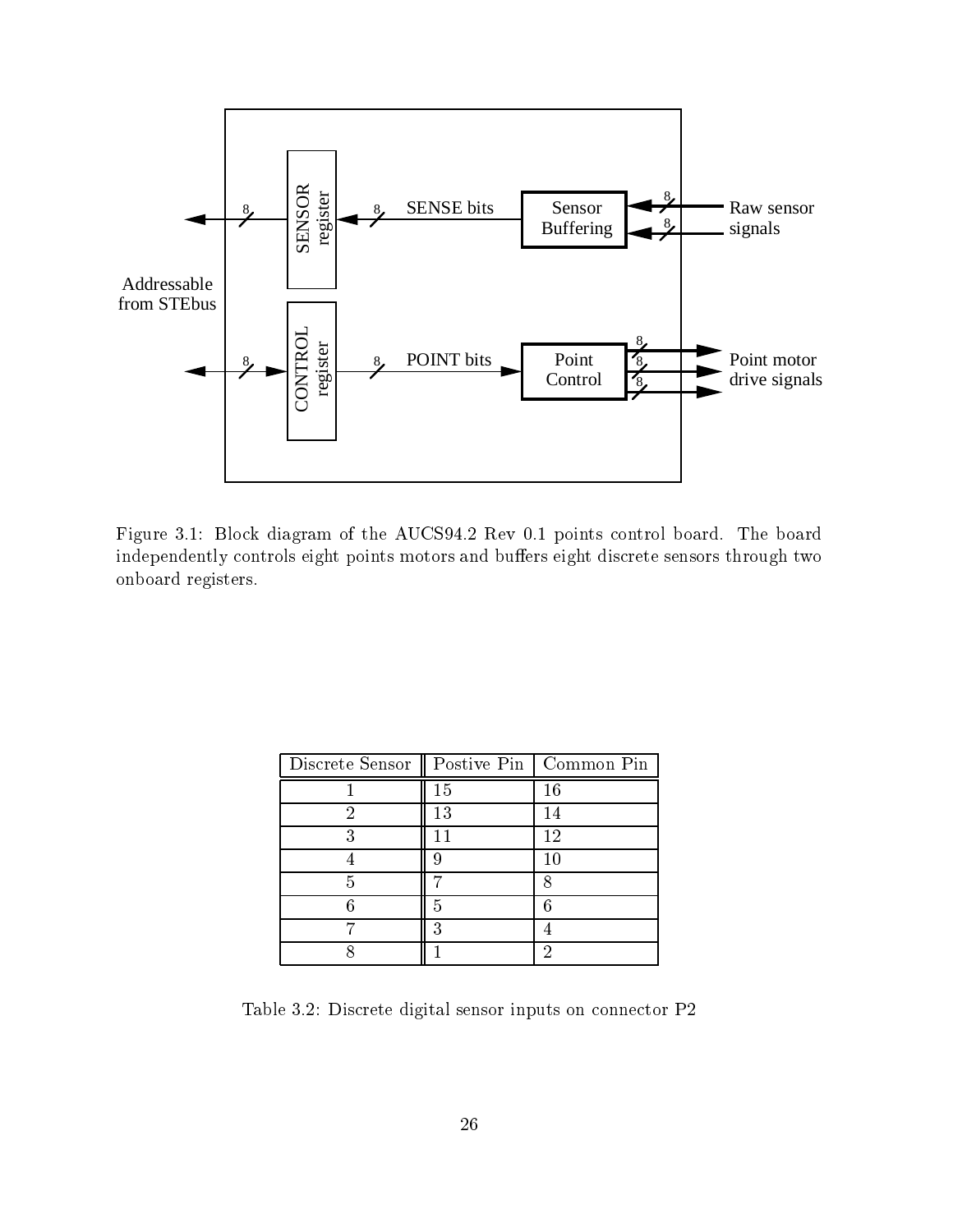Figure 3.1: Block diagram of the AUCS94.2 Rev 0.1 points control board. The board independently controls eight points motors and buffers eight discrete sensors through two onboard registers.

| Discrete Sensor | Postive Pin | Common Pin |
|---|---|---|
| 1 | 15 | 16 |
| 2 | 13 | 14 |
| 3 | 11 | 12 |
| 4 | 9 | 10 |
| 5 | 7 | 8 |
| 6 | 5 | 6 |
| 7 | 3 | 4 |
| 8 | 1 | 2 |

Table 3.2: Discrete digital sensor inputs on connector P2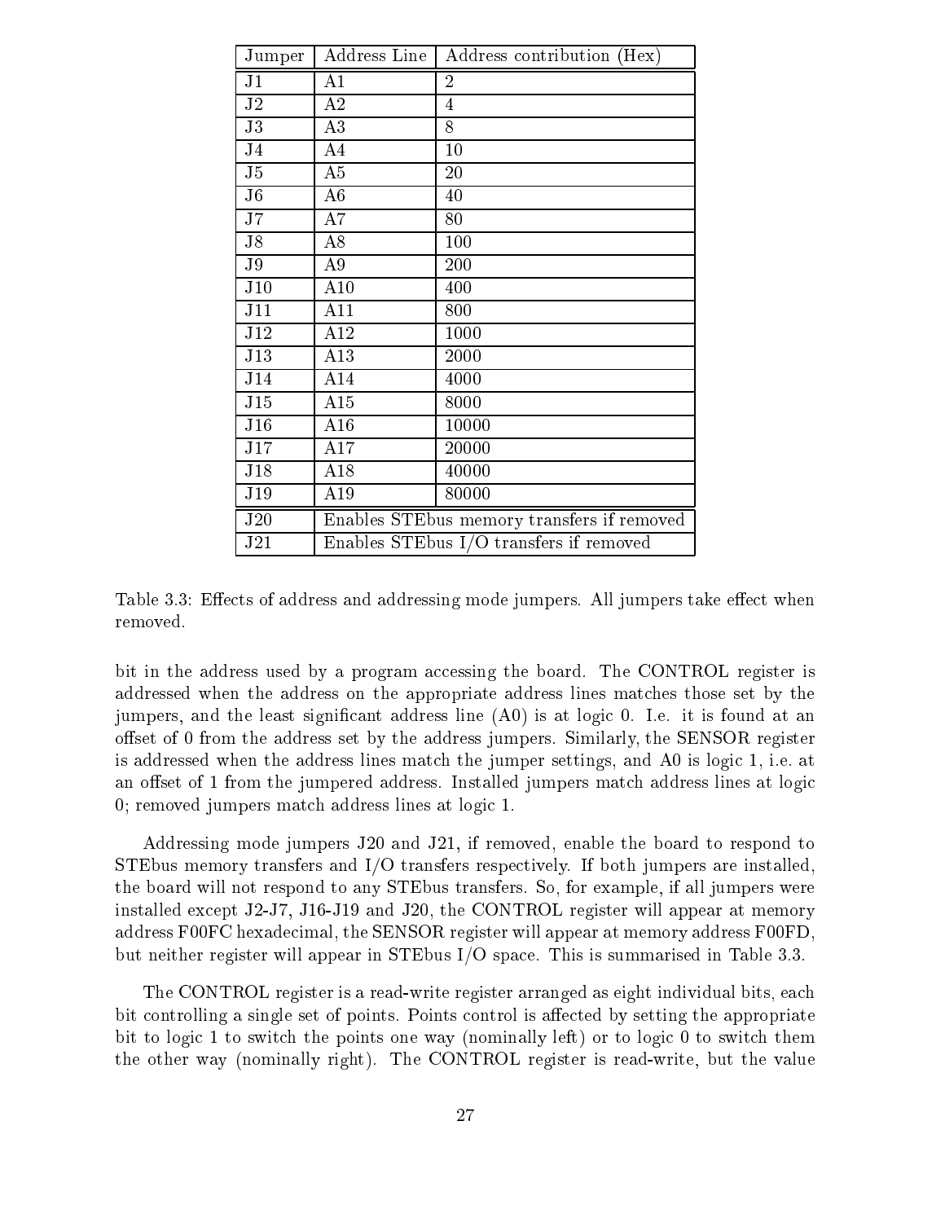| Jumper | Address Line | Address contribution (Hex) |
|---|---|---|
| J1 | A1 | 2 |
| J2 | A2 | 4 |
| J3 | A3 | 8 |
| J4 | A4 | 10 |
| J5 | A5 | 20 |
| J6 | A6 | 40 |
| J7 | A7 | 80 |
| J8 | A8 | 100 |
| J9 | A9 | 200 |
| J10 | A10 | 400 |
| J11 | A11 | 800 |
| J12 | A12 | 1000 |
| J13 | A13 | 2000 |
| J14 | A14 | 4000 |
| J15 | A15 | 8000 |
| J16 | A16 | 10000 |
| J17 | A17 | 20000 |
| J18 | A18 | 40000 |
| J19 | A19 | 80000 |
| J20 | Enables STEbus memory transfers if removed | |
| J21 | Enables STEbus I/O transfers if removed | |

Table 3.3: Effects of address and addressing mode jumpers. All jumpers take effect when removed.

bit in the address used by a program accessing the board. The CONTROL register is addressed when the address on the appropriate address lines matches those set by the jumpers, and the least significant address line (A0) is at logic 0. I.e. it is found at an offset of 0 from the address set by the address jumpers. Similarly, the SENSOR register is addressed when the address lines match the jumper settings, and A0 is logic 1, i.e. at an offset of 1 from the jumpered address. Installed jumpers match address lines at logic 0; removed jumpers match address lines at logic 1.

Addressing mode jumpers J20 and J21, if removed, enable the board to respond to STEbus memory transfers and I/O transfers respectively. If both jumpers are installed, the board will not respond to any STEbus transfers. So, for example, if all jumpers were installed except J2-J7, J16-J19 and J20, the CONTROL register will appear at memory address F00FC hexadecimal, the SENSOR register will appear at memory address F00FD, but neither register will appear in STEbus I/O space. This is summarised in Table 3.3.

The CONTROL register is a read-write register arranged as eight individual bits, each bit controlling a single set of points. Points control is affected by setting the appropriate bit to logic 1 to switch the points one way (nominally left) or to logic 0 to switch them the other way (nominally right). The CONTROL register is read-write, but the value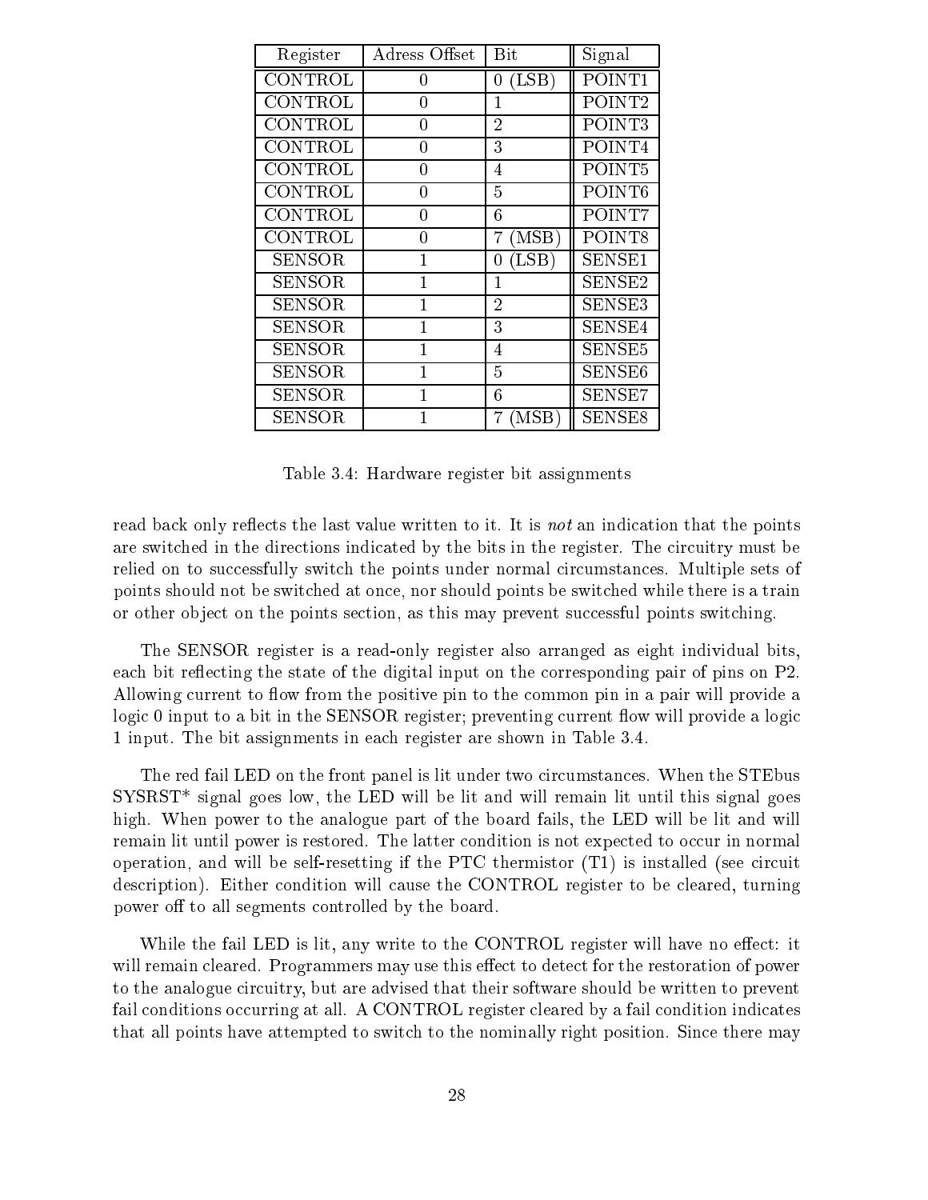| Register | Adress Offset | Bit | Signal |
|---|---|---|---|
| CONTROL | 0 | 0 (LSB) | POINT1 |
| CONTROL | 0 | 1 | POINT2 |
| CONTROL | 0 | 2 | POINT3 |
| CONTROL | 0 | 3 | POINT4 |
| CONTROL | 0 | 4 | POINT5 |
| CONTROL | 0 | 5 | POINT6 |
| CONTROL | 0 | 6 | POINT7 |
| CONTROL | 0 | 7 (MSB) | POINT8 |
| SENSOR | 1 | 0 (LSB) | SENSE1 |
| SENSOR | 1 | 1 | SENSE2 |
| SENSOR | 1 | 2 | SENSE3 |
| SENSOR | 1 | 3 | SENSE4 |
| SENSOR | 1 | 4 | SENSE5 |
| SENSOR | 1 | 5 | SENSE6 |
| SENSOR | 1 | 6 | SENSE7 |
| SENSOR | 1 | 7 (MSB) | SENSE8 |

Table 3.4: Hardware register bit assignments

read back only reflects the last value written to it. It is *not* an indication that the points are switched in the directions indicated by the bits in the register. The circuitry must be relied on to successfully switch the points under normal circumstances. Multiple sets of points should not be switched at once, nor should points be switched while there is a train or other object on the points section, as this may prevent successful points switching.

The SENSOR register is a read-only register also arranged as eight individual bits, each bit reflecting the state of the digital input on the corresponding pair of pins on P2. Allowing current to flow from the positive pin to the common pin in a pair will provide a logic 0 input to a bit in the SENSOR register; preventing current flow will provide a logic 1 input. The bit assignments in each register are shown in Table 3.4.

The red fail LED on the front panel is lit under two circumstances. When the STEbus SYSRST* signal goes low, the LED will be lit and will remain lit until this signal goes high. When power to the analogue part of the board fails, the LED will be lit and will remain lit until power is restored. The latter condition is not expected to occur in normal operation, and will be self-resetting if the PTC thermistor (T1) is installed (see circuit description). Either condition will cause the CONTROL register to be cleared, turning power off to all segments controlled by the board.

While the fail LED is lit, any write to the CONTROL register will have no effect: it will remain cleared. Programmers may use this effect to detect for the restoration of power to the analogue circuitry, but are advised that their software should be written to prevent fail conditions occurring at all. A CONTROL register cleared by a fail condition indicates that all points have attempted to switch to the nominally right position. Since there may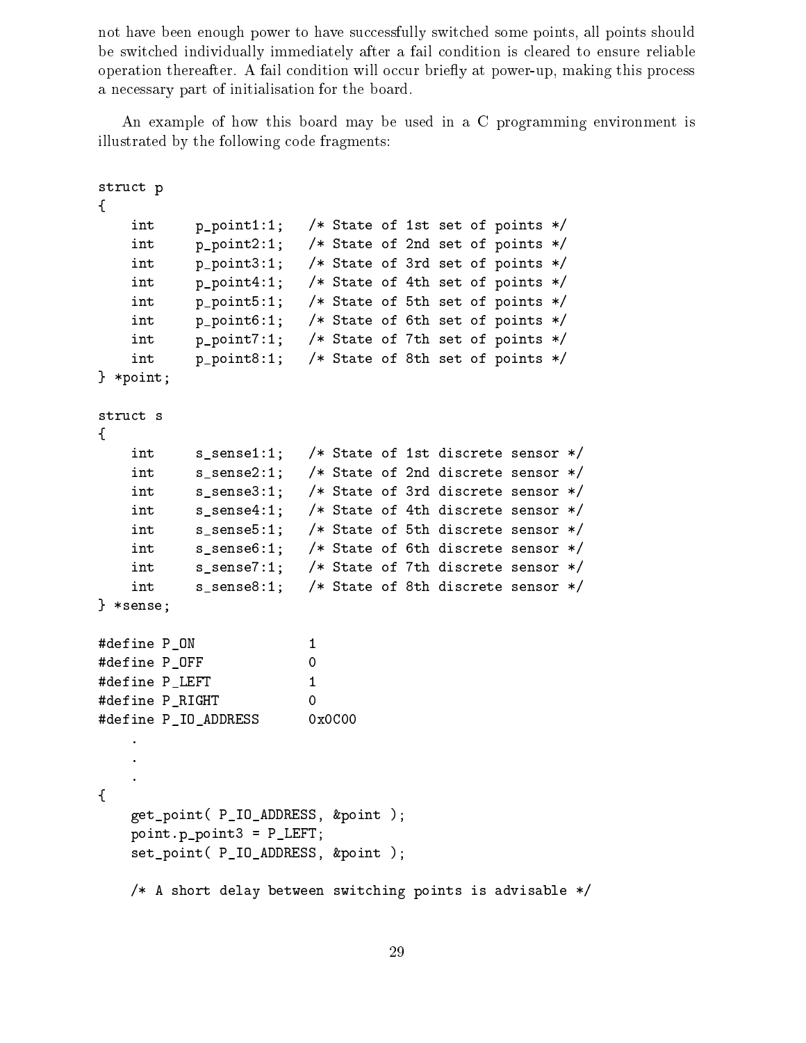not have been enough power to have successfully switched some points, all points should be switched individually immediately after a fail condition is cleared to ensure reliable operation thereafter. A fail condition will occur briefly at power-up, making this process a necessary part of initialisation for the board.

An example of how this board may be used in a C programming environment is illustrated by the following code fragments:

```
struct p
{
    int     p_point1:1;   /* State of 1st set of points */
    int     p_point2:1;   /* State of 2nd set of points */
    int     p_point3:1;   /* State of 3rd set of points */
    int     p_point4:1;   /* State of 4th set of points */
    int     p_point5:1;   /* State of 5th set of points */
    int     p_point6:1;   /* State of 6th set of points */
    int     p_point7:1;   /* State of 7th set of points */
    int     p_point8:1;   /* State of 8th set of points */
} *point;

struct s
{
    int     s_sense1:1;   /* State of 1st discrete sensor */
    int     s_sense2:1;   /* State of 2nd discrete sensor */
    int     s_sense3:1;   /* State of 3rd discrete sensor */
    int     s_sense4:1;   /* State of 4th discrete sensor */
    int     s_sense5:1;   /* State of 5th discrete sensor */
    int     s_sense6:1;   /* State of 6th discrete sensor */
    int     s_sense7:1;   /* State of 7th discrete sensor */
    int     s_sense8:1;   /* State of 8th discrete sensor */
} *sense;

#define P_ON            1
#define P_OFF           0
#define P_LEFT          1
#define P_RIGHT         0
#define P_IO_ADDRESS    0x0C00
    .
    .
    .
{
    get_point( P_IO_ADDRESS, &point );
    point.p_point3 = P_LEFT;
    set_point( P_IO_ADDRESS, &point );

    /* A short delay between switching points is advisable */
```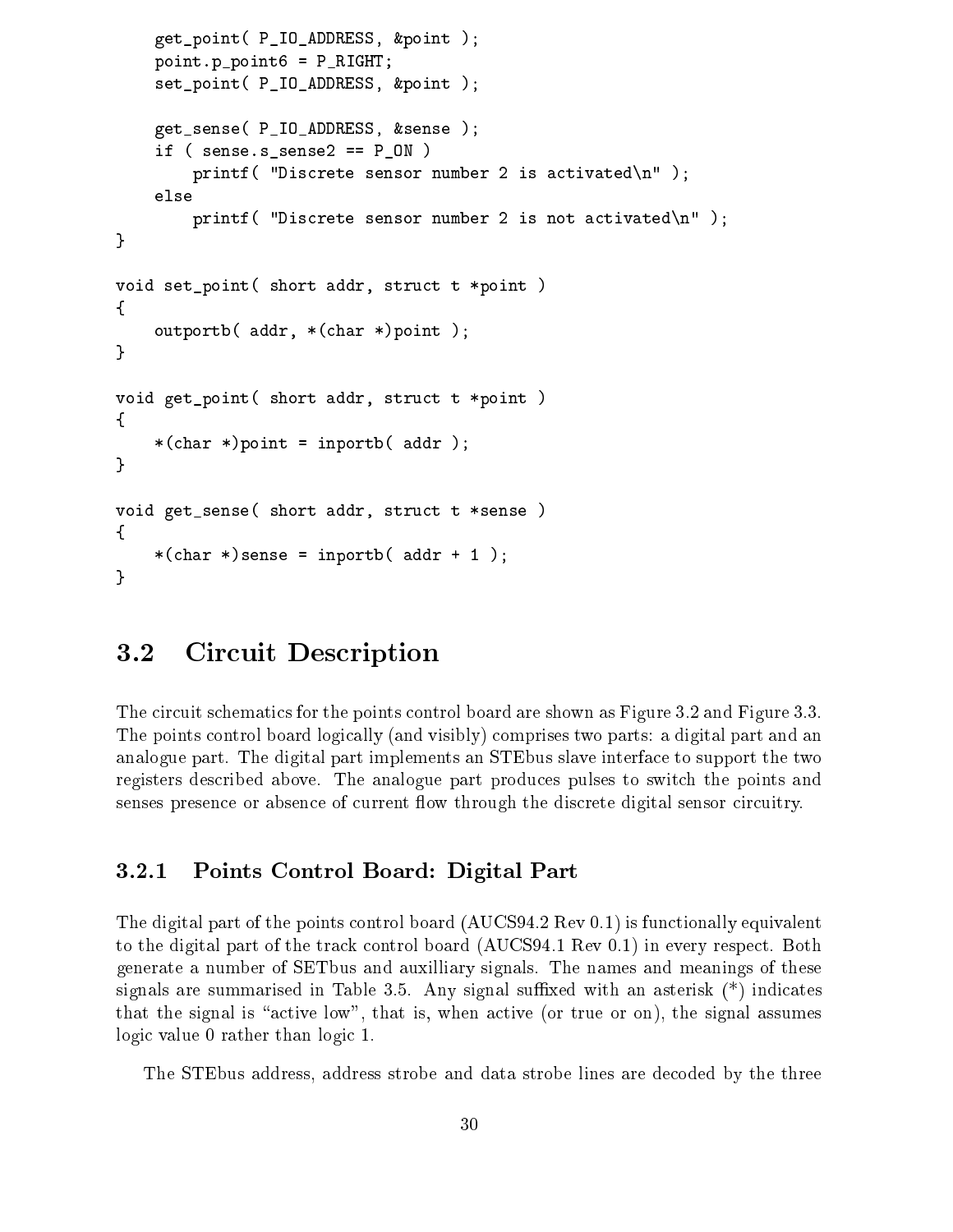```
    get_point( P_IO_ADDRESS, &point );
    point.p_point6 = P_RIGHT;
    set_point( P_IO_ADDRESS, &point );

    get_sense( P_IO_ADDRESS, &sense );
    if ( sense.s_sense2 == P_ON )
        printf( "Discrete sensor number 2 is activated\n" );
    else
        printf( "Discrete sensor number 2 is not activated\n" );
}

void set_point( short addr, struct t *point )
{
    outportb( addr, *(char *)point );
}

void get_point( short addr, struct t *point )
{
    *(char *)point = inportb( addr );
}

void get_sense( short addr, struct t *sense )
{
    *(char *)sense = inportb( addr + 1 );
}
```

## 3.2 Circuit Description

The circuit schematics for the points control board are shown as Figure 3.2 and Figure 3.3. The points control board logically (and visibly) comprises two parts: a digital part and an analogue part. The digital part implements an STEbus slave interface to support the two registers described above. The analogue part produces pulses to switch the points and senses presence or absence of current flow through the discrete digital sensor circuitry.

### 3.2.1 Points Control Board: Digital Part

The digital part of the points control board (AUCS94.2 Rev 0.1) is functionally equivalent to the digital part of the track control board (AUCS94.1 Rev 0.1) in every respect. Both generate a number of SETbus and auxilliary signals. The names and meanings of these signals are summarised in Table 3.5. Any signal suffixed with an asterisk (*) indicates that the signal is "active low", that is, when active (or true or on), the signal assumes logic value 0 rather than logic 1.

The STEbus address, address strobe and data strobe lines are decoded by the three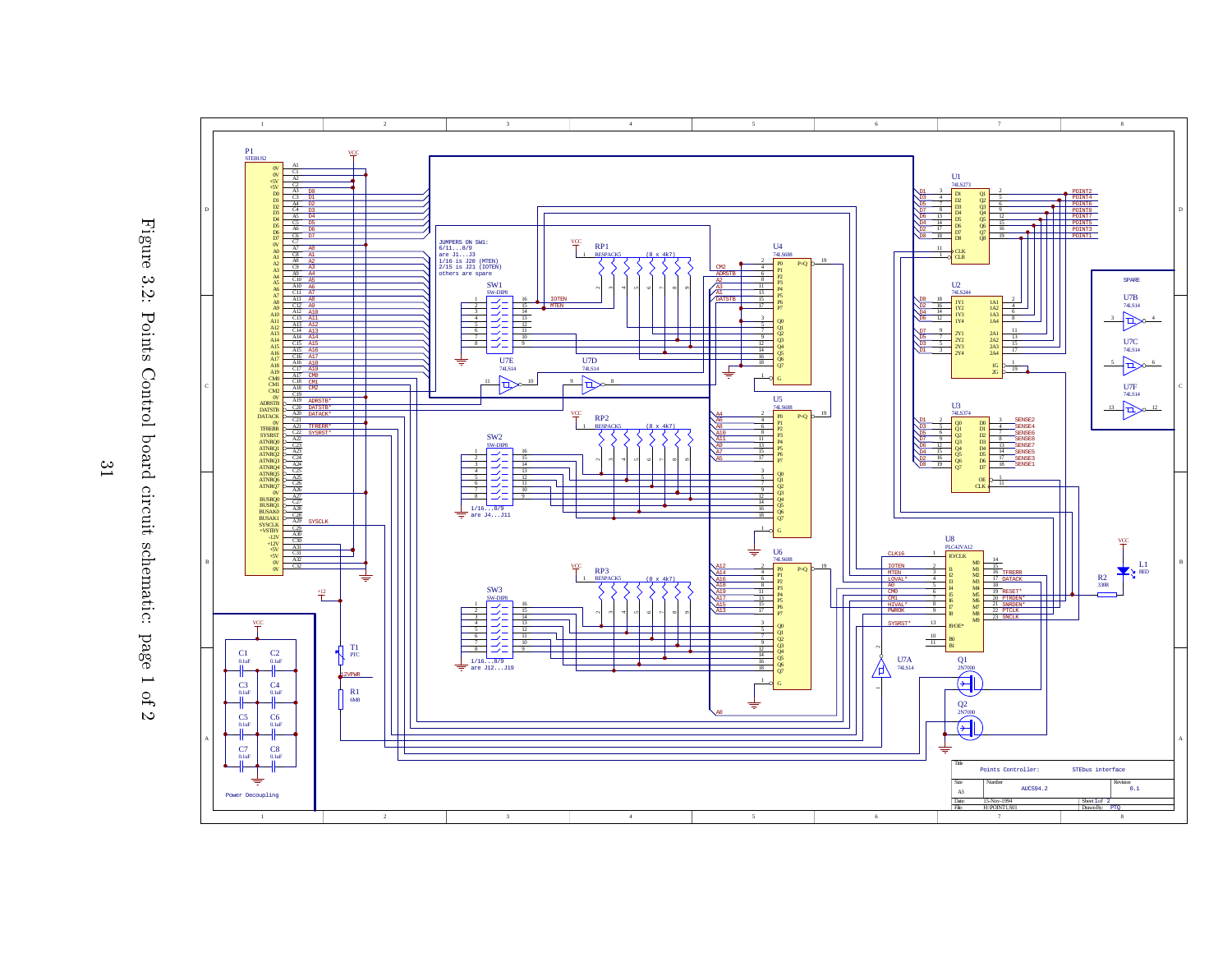Figure 3.2: Points Control board circuit schematic: page 1 of 2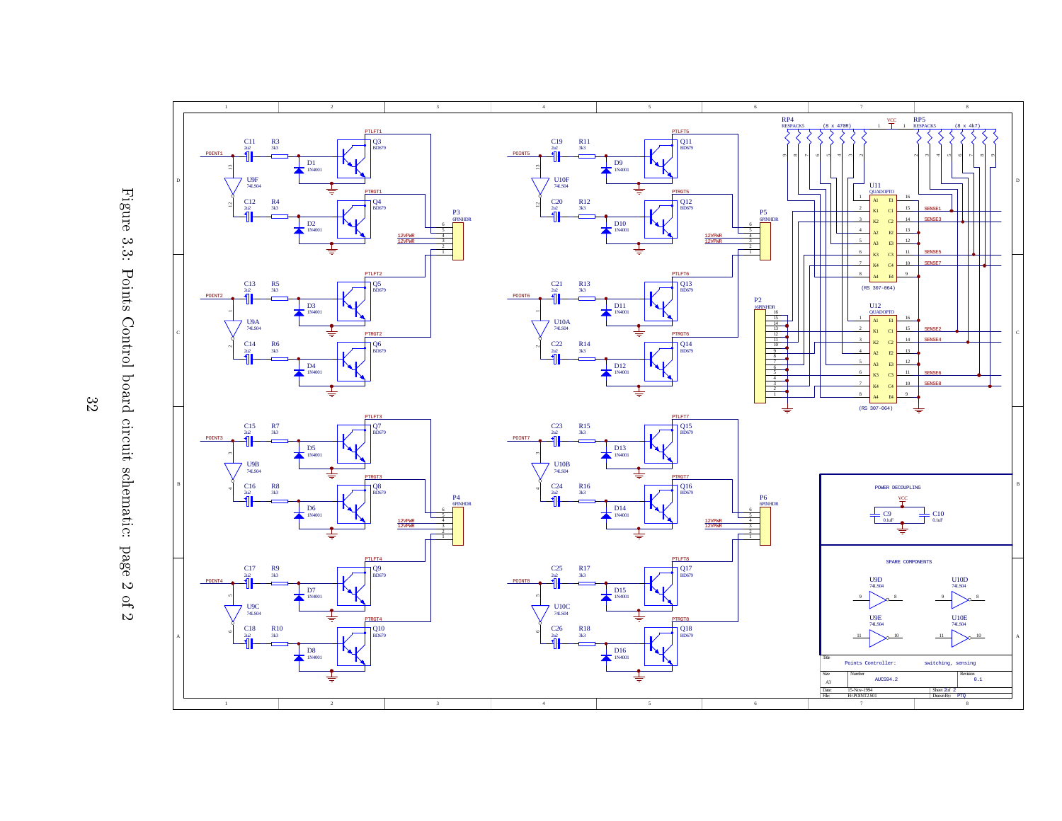Figure 3.3: Points Control board circuit schematic: page 2 of 2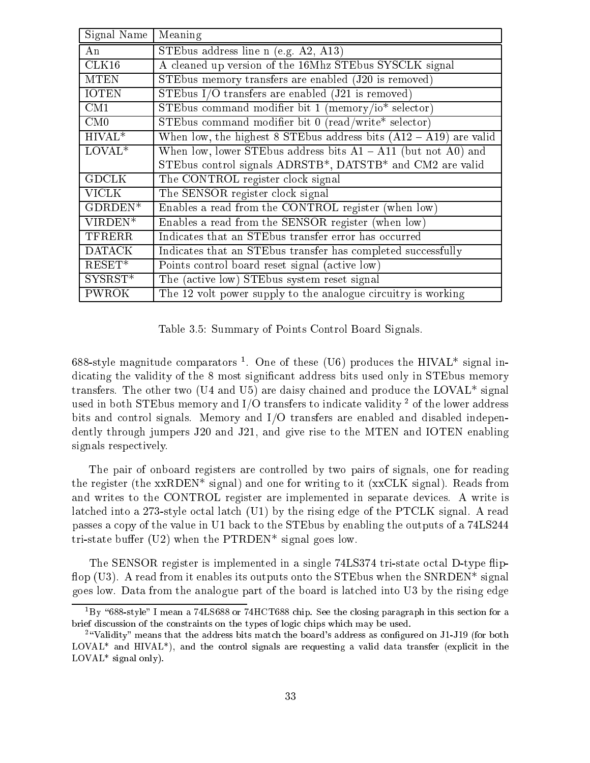| Signal Name | Meaning |
|---|---|
| An | STEbus address line n (e.g. A2, A13) |
| CLK16 | A cleaned up version of the 16Mhz STEbus SYSCLK signal |
| MTEN | STEbus memory transfers are enabled (J20 is removed) |
| IOTEN | STEbus I/O transfers are enabled (J21 is removed) |
| CM1 | STEbus command modifier bit 1 (memory/io* selector) |
| CM0 | STEbus command modifier bit 0 (read/write* selector) |
| HIVAL* | When low, the highest 8 STEbus address bits (A12 – A19) are valid |
| LOVAL* | When low, lower STEbus address bits A1 – A11 (but not A0) and STEbus control signals ADRSTB*, DATSTB* and CM2 are valid |
| GDCLK | The CONTROL register clock signal |
| VICLK | The SENSOR register clock signal |
| GDRDEN* | Enables a read from the CONTROL register (when low) |
| VIRDEN* | Enables a read from the SENSOR register (when low) |
| TFRERR | Indicates that an STEbus transfer error has occurred |
| DATACK | Indicates that an STEbus transfer has completed successfully |
| RESET* | Points control board reset signal (active low) |
| SYSRST* | The (active low) STEbus system reset signal |
| PWROK | The 12 volt power supply to the analogue circuitry is working |

Table 3.5: Summary of Points Control Board Signals.

688-style magnitude comparators [1]. One of these (U6) produces the HIVAL* signal indicating the validity of the 8 most significant address bits used only in STEbus memory transfers. The other two (U4 and U5) are daisy chained and produce the LOVAL* signal used in both STEbus memory and I/O transfers to indicate validity [2] of the lower address bits and control signals. Memory and I/O transfers are enabled and disabled independently through jumpers J20 and J21, and give rise to the MTEN and IOTEN enabling signals respectively.

The pair of onboard registers are controlled by two pairs of signals, one for reading the register (the xxRDEN* signal) and one for writing to it (xxCLK signal). Reads from and writes to the CONTROL register are implemented in separate devices. A write is latched into a 273-style octal latch (U1) by the rising edge of the PTCLK signal. A read passes a copy of the value in U1 back to the STEbus by enabling the outputs of a 74LS244 tri-state buffer (U2) when the PTRDEN* signal goes low.

The SENSOR register is implemented in a single 74LS374 tri-state octal D-type flip-flop (U3). A read from it enables its outputs onto the STEbus when the SNRDEN* signal goes low. Data from the analogue part of the board is latched into U3 by the rising edge

[1] By "688-style" I mean a 74LS688 or 74HCT688 chip. See the closing paragraph in this section for a brief discussion of the constraints on the types of logic chips which may be used.

[2] "Validity" means that the address bits match the board's address as configured on J1-J19 (for both LOVAL* and HIVAL*), and the control signals are requesting a valid data transfer (explicit in the LOVAL* signal only).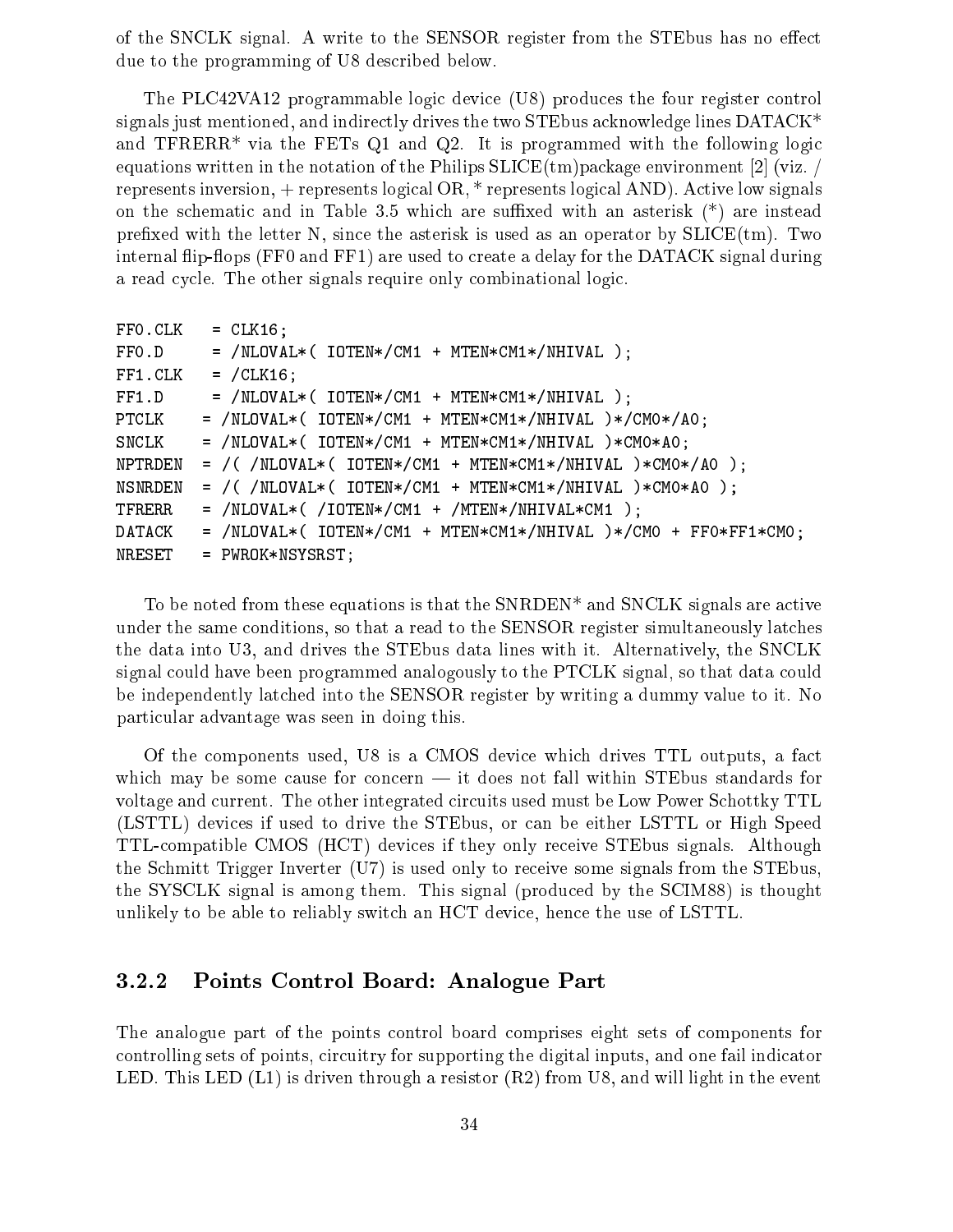of the SNCLK signal. A write to the SENSOR register from the STEbus has no effect due to the programming of U8 described below.

The PLC42VA12 programmable logic device (U8) produces the four register control signals just mentioned, and indirectly drives the two STEbus acknowledge lines DATACK* and TFRERR* via the FETs Q1 and Q2. It is programmed with the following logic equations written in the notation of the Philips SLICE(tm)package environment [2] (viz. / represents inversion, + represents logical OR, * represents logical AND). Active low signals on the schematic and in Table 3.5 which are suffixed with an asterisk (*) are instead prefixed with the letter N, since the asterisk is used as an operator by SLICE(tm). Two internal flip-flops (FF0 and FF1) are used to create a delay for the DATACK signal during a read cycle. The other signals require only combinational logic.

```
FF0.CLK   = CLK16;
FF0.D     = /NLOVAL*( IOTEN*/CM1 + MTEN*CM1*/NHIVAL );
FF1.CLK   = /CLK16;
FF1.D     = /NLOVAL*( IOTEN*/CM1 + MTEN*CM1*/NHIVAL );
PTCLK    = /NLOVAL*( IOTEN*/CM1 + MTEN*CM1*/NHIVAL )*/CM0*/A0;
SNCLK    = /NLOVAL*( IOTEN*/CM1 + MTEN*CM1*/NHIVAL )*CM0*A0;
NPTRDEN  = /( /NLOVAL*( IOTEN*/CM1 + MTEN*CM1*/NHIVAL )*CM0*/A0 );
NSNRDEN  = /( /NLOVAL*( IOTEN*/CM1 + MTEN*CM1*/NHIVAL )*CM0*A0 );
TFRERR   = /NLOVAL*( /IOTEN*/CM1 + /MTEN*/NHIVAL*CM1 );
DATACK   = /NLOVAL*( IOTEN*/CM1 + MTEN*CM1*/NHIVAL )*/CM0 + FF0*FF1*CM0;
NRESET   = PWROK*NSYSRST;
```

To be noted from these equations is that the SNRDEN* and SNCLK signals are active under the same conditions, so that a read to the SENSOR register simultaneously latches the data into U3, and drives the STEbus data lines with it. Alternatively, the SNCLK signal could have been programmed analogously to the PTCLK signal, so that data could be independently latched into the SENSOR register by writing a dummy value to it. No particular advantage was seen in doing this.

Of the components used, U8 is a CMOS device which drives TTL outputs, a fact which may be some cause for concern — it does not fall within STEbus standards for voltage and current. The other integrated circuits used must be Low Power Schottky TTL (LSTTL) devices if used to drive the STEbus, or can be either LSTTL or High Speed TTL-compatible CMOS (HCT) devices if they only receive STEbus signals. Although the Schmitt Trigger Inverter (U7) is used only to receive some signals from the STEbus, the SYSCLK signal is among them. This signal (produced by the SCIM88) is thought unlikely to be able to reliably switch an HCT device, hence the use of LSTTL.

### 3.2.2 Points Control Board: Analogue Part

The analogue part of the points control board comprises eight sets of components for controlling sets of points, circuitry for supporting the digital inputs, and one fail indicator LED. This LED (L1) is driven through a resistor (R2) from U8, and will light in the event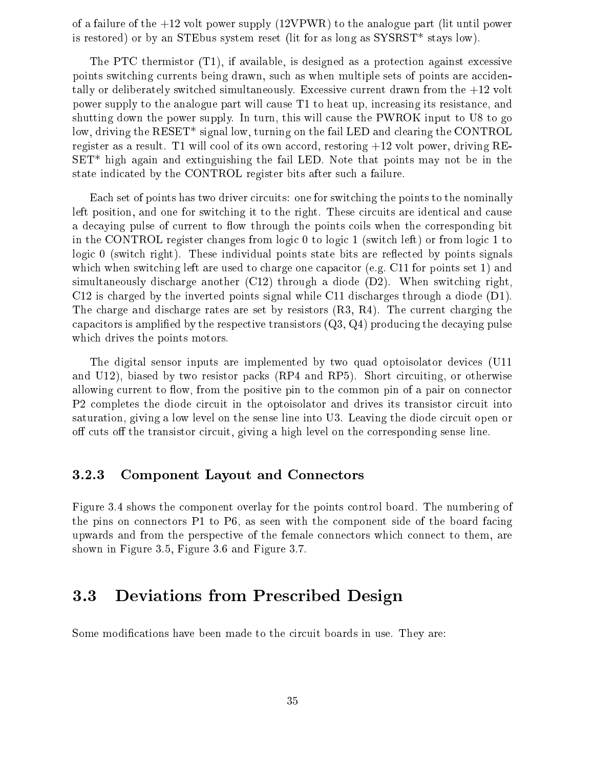of a failure of the +12 volt power supply (12VPWR) to the analogue part (lit until power is restored) or by an STEbus system reset (lit for as long as SYSRST* stays low).

The PTC thermistor (T1), if available, is designed as a protection against excessive points switching currents being drawn, such as when multiple sets of points are accidentally or deliberately switched simultaneously. Excessive current drawn from the +12 volt power supply to the analogue part will cause T1 to heat up, increasing its resistance, and shutting down the power supply. In turn, this will cause the PWROK input to U8 to go low, driving the RESET* signal low, turning on the fail LED and clearing the CONTROL register as a result. T1 will cool of its own accord, restoring +12 volt power, driving RESET* high again and extinguishing the fail LED. Note that points may not be in the state indicated by the CONTROL register bits after such a failure.

Each set of points has two driver circuits: one for switching the points to the nominally left position, and one for switching it to the right. These circuits are identical and cause a decaying pulse of current to flow through the points coils when the corresponding bit in the CONTROL register changes from logic 0 to logic 1 (switch left) or from logic 1 to logic 0 (switch right). These individual points state bits are reflected by points signals which when switching left are used to charge one capacitor (e.g. C11 for points set 1) and simultaneously discharge another (C12) through a diode (D2). When switching right, C12 is charged by the inverted points signal while C11 discharges through a diode (D1). The charge and discharge rates are set by resistors (R3, R4). The current charging the capacitors is amplified by the respective transistors (Q3, Q4) producing the decaying pulse which drives the points motors.

The digital sensor inputs are implemented by two quad optoisolator devices (U11 and U12), biased by two resistor packs (RP4 and RP5). Short circuiting, or otherwise allowing current to flow, from the positive pin to the common pin of a pair on connector P2 completes the diode circuit in the optoisolator and drives its transistor circuit into saturation, giving a low level on the sense line into U3. Leaving the diode circuit open or off cuts off the transistor circuit, giving a high level on the corresponding sense line.

### 3.2.3 Component Layout and Connectors

Figure 3.4 shows the component overlay for the points control board. The numbering of the pins on connectors P1 to P6, as seen with the component side of the board facing upwards and from the perspective of the female connectors which connect to them, are shown in Figure 3.5, Figure 3.6 and Figure 3.7.

## 3.3 Deviations from Prescribed Design

Some modifications have been made to the circuit boards in use. They are: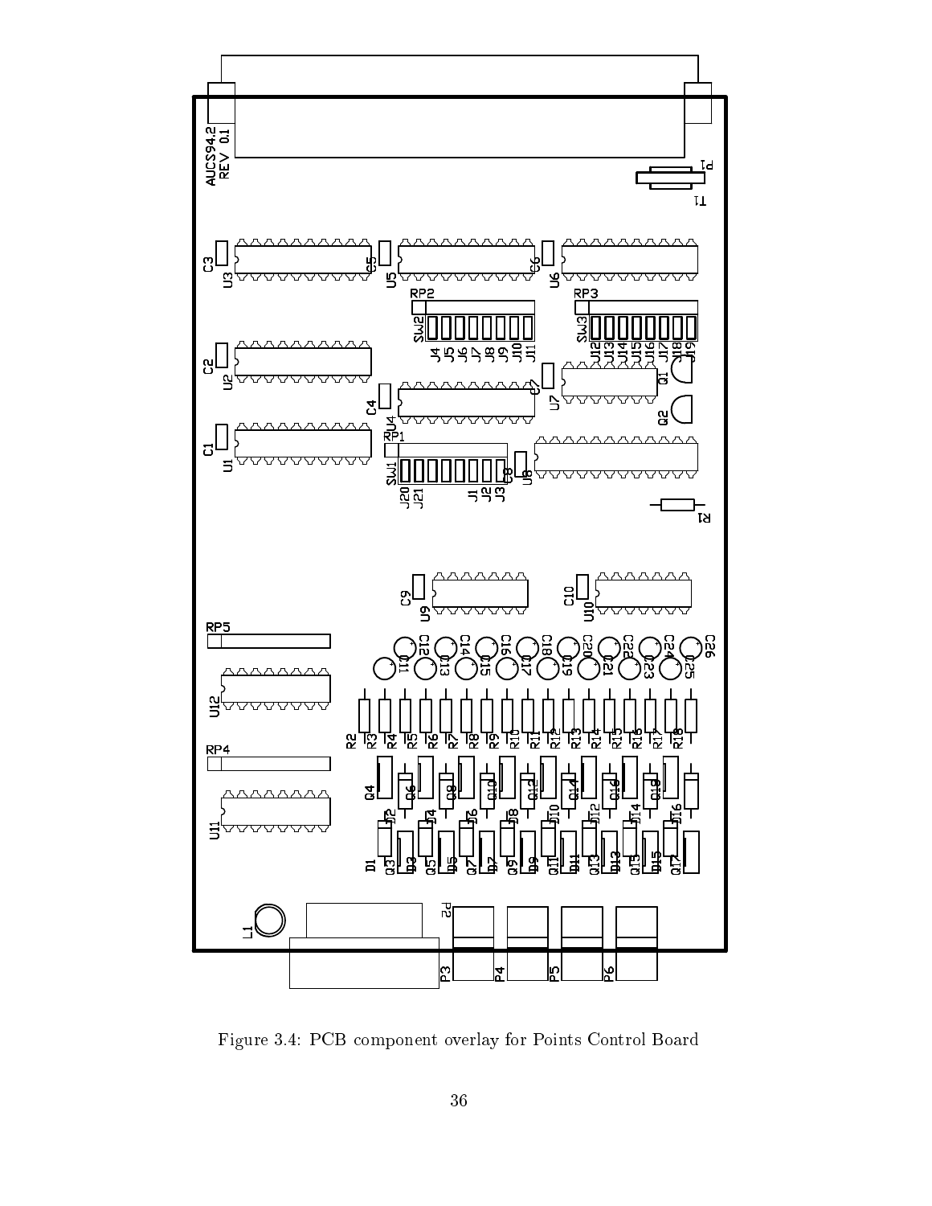Figure 3.4: PCB component overlay for Points Control Board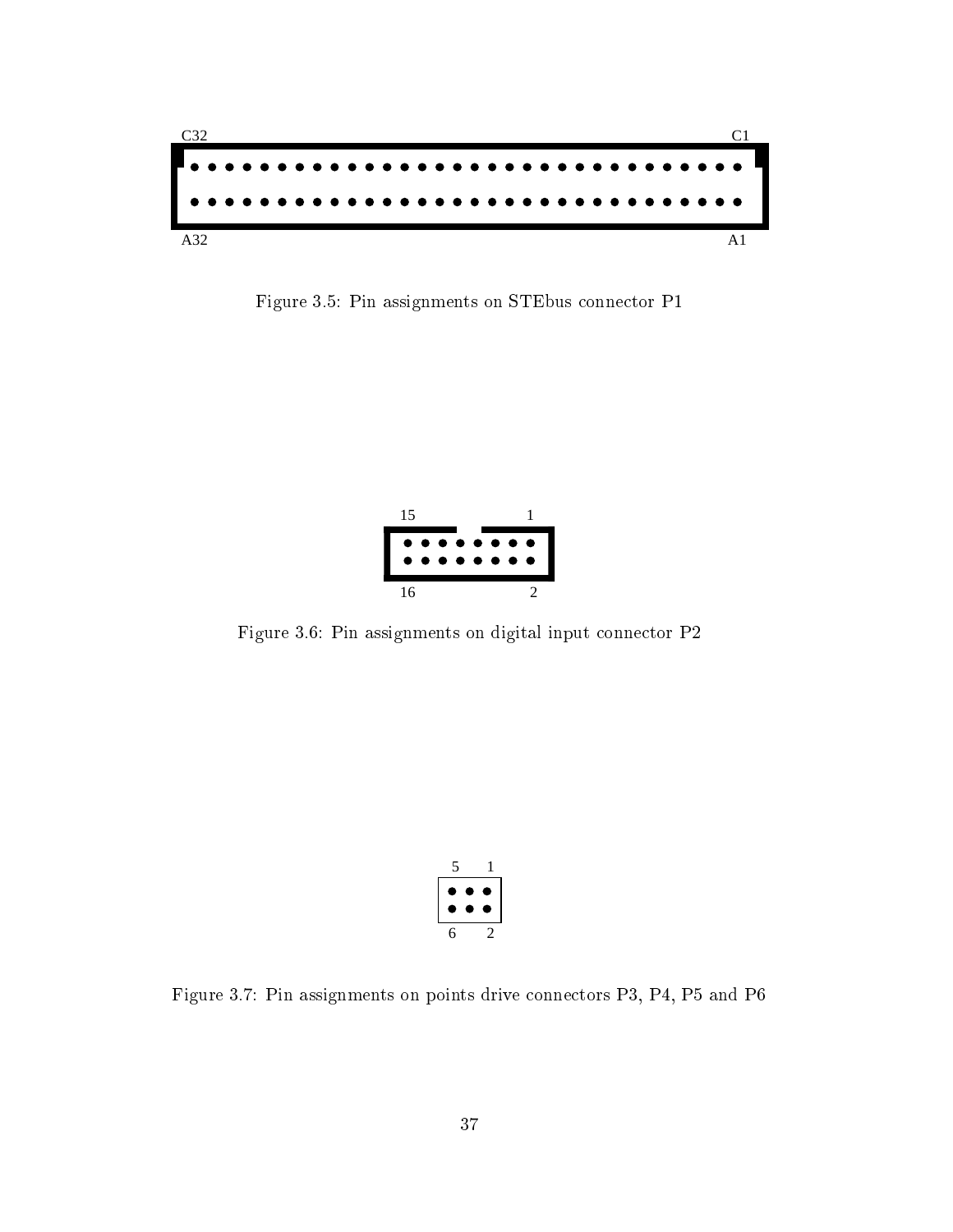C32 C1

A32 A1

Figure 3.5: Pin assignments on STEbus connector P1

15 1

16 2

Figure 3.6: Pin assignments on digital input connector P2

5 1

6 2

Figure 3.7: Pin assignments on points drive connectors P3, P4, P5 and P6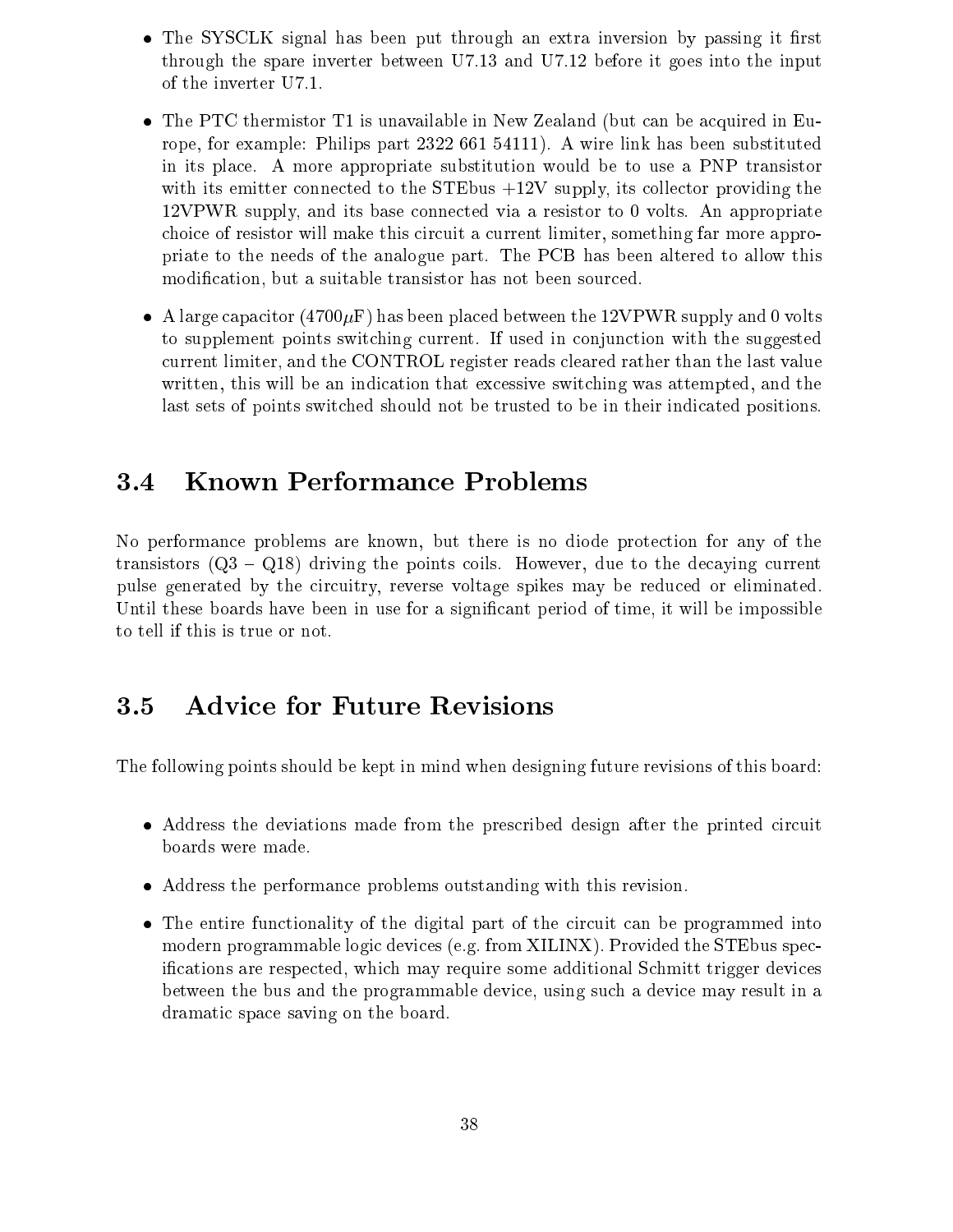- The SYSCLK signal has been put through an extra inversion by passing it first through the spare inverter between U7.13 and U7.12 before it goes into the input of the inverter U7.1.
- The PTC thermistor T1 is unavailable in New Zealand (but can be acquired in Europe, for example: Philips part 2322 661 54111). A wire link has been substituted in its place. A more appropriate substitution would be to use a PNP transistor with its emitter connected to the STEbus +12V supply, its collector providing the 12VPWR supply, and its base connected via a resistor to 0 volts. An appropriate choice of resistor will make this circuit a current limiter, something far more appropriate to the needs of the analogue part. The PCB has been altered to allow this modification, but a suitable transistor has not been sourced.
- A large capacitor (4700$\mu$F) has been placed between the 12VPWR supply and 0 volts to supplement points switching current. If used in conjunction with the suggested current limiter, and the CONTROL register reads cleared rather than the last value written, this will be an indication that excessive switching was attempted, and the last sets of points switched should not be trusted to be in their indicated positions.

## 3.4 Known Performance Problems

No performance problems are known, but there is no diode protection for any of the transistors (Q3 – Q18) driving the points coils. However, due to the decaying current pulse generated by the circuitry, reverse voltage spikes may be reduced or eliminated. Until these boards have been in use for a significant period of time, it will be impossible to tell if this is true or not.

## 3.5 Advice for Future Revisions

The following points should be kept in mind when designing future revisions of this board:

- Address the deviations made from the prescribed design after the printed circuit boards were made.
- Address the performance problems outstanding with this revision.
- The entire functionality of the digital part of the circuit can be programmed into modern programmable logic devices (e.g. from XILINX). Provided the STEbus specifications are respected, which may require some additional Schmitt trigger devices between the bus and the programmable device, using such a device may result in a dramatic space saving on the board.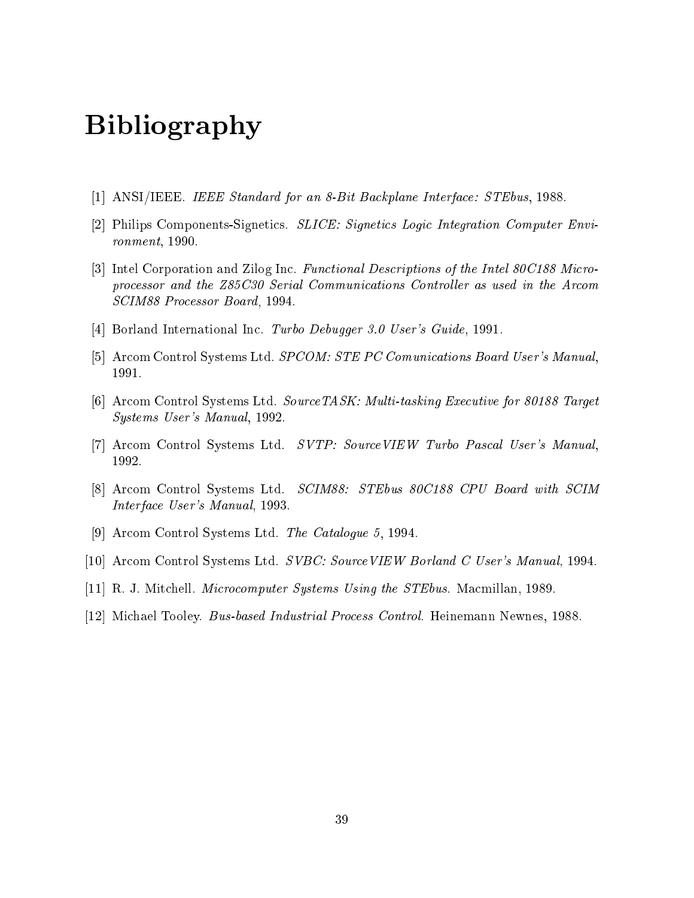# Bibliography

[1] ANSI/IEEE. *IEEE Standard for an 8-Bit Backplane Interface: STEbus*, 1988.

[2] Philips Components-Signetics. *SLICE: Signetics Logic Integration Computer Environment*, 1990.

[3] Intel Corporation and Zilog Inc. *Functional Descriptions of the Intel 80C188 Microprocessor and the Z85C30 Serial Communications Controller as used in the Arcom SCIM88 Processor Board*, 1994.

[4] Borland International Inc. *Turbo Debugger 3.0 User's Guide*, 1991.

[5] Arcom Control Systems Ltd. *SPCOM: STE PC Comunications Board User's Manual*, 1991.

[6] Arcom Control Systems Ltd. *SourceTASK: Multi-tasking Executive for 80188 Target Systems User's Manual*, 1992.

[7] Arcom Control Systems Ltd. *SVTP: SourceVIEW Turbo Pascal User's Manual*, 1992.

[8] Arcom Control Systems Ltd. *SCIM88: STEbus 80C188 CPU Board with SCIM Interface User's Manual*, 1993.

[9] Arcom Control Systems Ltd. *The Catalogue 5*, 1994.

[10] Arcom Control Systems Ltd. *SVBC: SourceVIEW Borland C User's Manual*, 1994.

[11] R. J. Mitchell. *Microcomputer Systems Using the STEbus*. Macmillan, 1989.

[12] Michael Tooley. *Bus-based Industrial Process Control*. Heinemann Newnes, 1988.